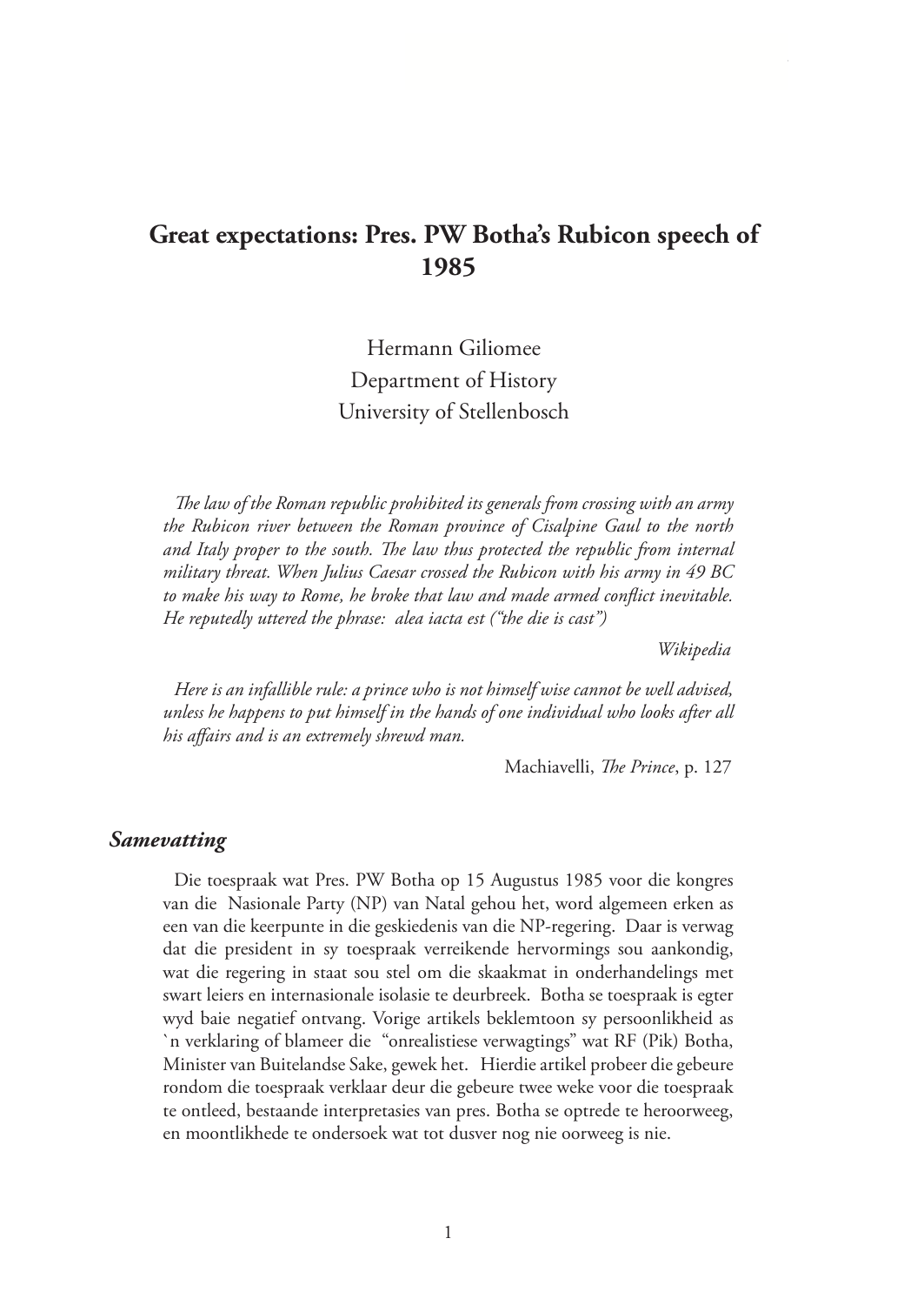# Great expectations: Pres. PW Botha's Rubicon speech of 1985

Hermann Giliomee
Department of History
University of Stellenbosch

*The law of the Roman republic prohibited its generals from crossing with an army the Rubicon river between the Roman province of Cisalpine Gaul to the north and Italy proper to the south. The law thus protected the republic from internal military threat. When Julius Caesar crossed the Rubicon with his army in 49 BC to make his way to Rome, he broke that law and made armed conflict inevitable. He reputedly uttered the phrase: alea iacta est ("the die is cast")*

*Wikipedia*

*Here is an infallible rule: a prince who is not himself wise cannot be well advised, unless he happens to put himself in the hands of one individual who looks after all his affairs and is an extremely shrewd man.*

Machiavelli, *The Prince*, p. 127

## *Samevatting*

Die toespraak wat Pres. PW Botha op 15 Augustus 1985 voor die kongres van die Nasionale Party (NP) van Natal gehou het, word algemeen erken as een van die keerpunte in die geskiedenis van die NP-regering. Daar is verwag dat die president in sy toespraak verreikende hervormings sou aankondig, wat die regering in staat sou stel om die skaakmat in onderhandelings met swart leiers en internasionale isolasie te deurbreek. Botha se toespraak is egter wyd baie negatief ontvang. Vorige artikels beklemtoon sy persoonlikheid as `n verklaring of blameer die "onrealistiese verwagtings" wat RF (Pik) Botha, Minister van Buitelandse Sake, gewek het. Hierdie artikel probeer die gebeure rondom die toespraak verklaar deur die gebeure twee weke voor die toespraak te ontleed, bestaande interpretasies van pres. Botha se optrede te heroorweeg, en moontlikhede te ondersoek wat tot dusver nog nie oorweeg is nie.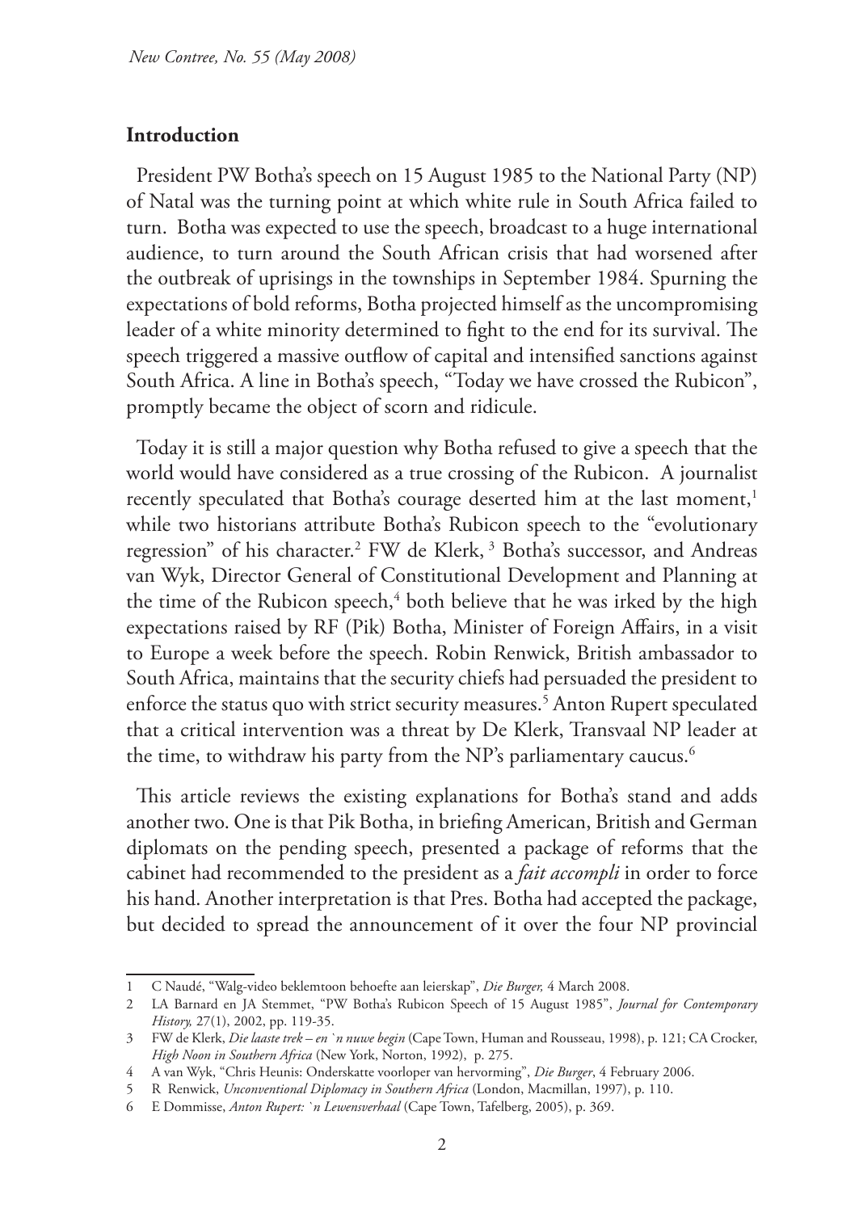## Introduction

President PW Botha's speech on 15 August 1985 to the National Party (NP) of Natal was the turning point at which white rule in South Africa failed to turn. Botha was expected to use the speech, broadcast to a huge international audience, to turn around the South African crisis that had worsened after the outbreak of uprisings in the townships in September 1984. Spurning the expectations of bold reforms, Botha projected himself as the uncompromising leader of a white minority determined to fight to the end for its survival. The speech triggered a massive outflow of capital and intensified sanctions against South Africa. A line in Botha's speech, "Today we have crossed the Rubicon", promptly became the object of scorn and ridicule.

Today it is still a major question why Botha refused to give a speech that the world would have considered as a true crossing of the Rubicon. A journalist recently speculated that Botha's courage deserted him at the last moment,[1] while two historians attribute Botha's Rubicon speech to the "evolutionary regression" of his character.[2] FW de Klerk,[3] Botha's successor, and Andreas van Wyk, Director General of Constitutional Development and Planning at the time of the Rubicon speech,[4] both believe that he was irked by the high expectations raised by RF (Pik) Botha, Minister of Foreign Affairs, in a visit to Europe a week before the speech. Robin Renwick, British ambassador to South Africa, maintains that the security chiefs had persuaded the president to enforce the status quo with strict security measures.[5] Anton Rupert speculated that a critical intervention was a threat by De Klerk, Transvaal NP leader at the time, to withdraw his party from the NP's parliamentary caucus.[6]

This article reviews the existing explanations for Botha's stand and adds another two. One is that Pik Botha, in briefing American, British and German diplomats on the pending speech, presented a package of reforms that the cabinet had recommended to the president as a *fait accompli* in order to force his hand. Another interpretation is that Pres. Botha had accepted the package, but decided to spread the announcement of it over the four NP provincial

---

1 C Naudé, "Walg-video beklemtoon behoefte aan leierskap", *Die Burger,* 4 March 2008.

2 LA Barnard en JA Stemmet, "PW Botha's Rubicon Speech of 15 August 1985", *Journal for Contemporary History,* 27(1), 2002, pp. 119-35.

3 FW de Klerk, *Die laaste trek – en `n nuwe begin* (Cape Town, Human and Rousseau, 1998), p. 121; CA Crocker, *High Noon in Southern Africa* (New York, Norton, 1992), p. 275.

4 A van Wyk, "Chris Heunis: Onderskatte voorloper van hervorming", *Die Burger*, 4 February 2006.

5 R Renwick, *Unconventional Diplomacy in Southern Africa* (London, Macmillan, 1997), p. 110.

6 E Dommisse, *Anton Rupert: `n Lewensverhaal* (Cape Town, Tafelberg, 2005), p. 369.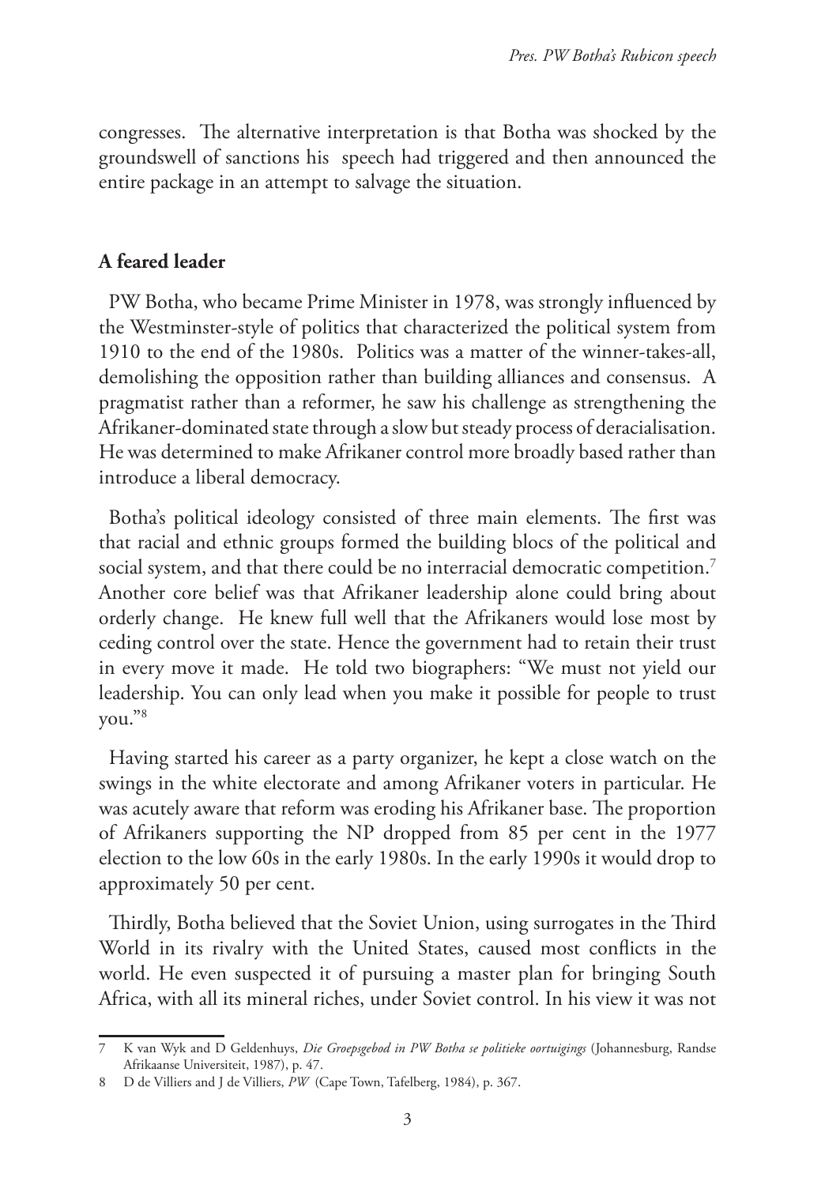congresses. The alternative interpretation is that Botha was shocked by the groundswell of sanctions his speech had triggered and then announced the entire package in an attempt to salvage the situation.

## A feared leader

PW Botha, who became Prime Minister in 1978, was strongly influenced by the Westminster-style of politics that characterized the political system from 1910 to the end of the 1980s. Politics was a matter of the winner-takes-all, demolishing the opposition rather than building alliances and consensus. A pragmatist rather than a reformer, he saw his challenge as strengthening the Afrikaner-dominated state through a slow but steady process of deracialisation. He was determined to make Afrikaner control more broadly based rather than introduce a liberal democracy.

Botha's political ideology consisted of three main elements. The first was that racial and ethnic groups formed the building blocs of the political and social system, and that there could be no interracial democratic competition.[7] Another core belief was that Afrikaner leadership alone could bring about orderly change. He knew full well that the Afrikaners would lose most by ceding control over the state. Hence the government had to retain their trust in every move it made. He told two biographers: "We must not yield our leadership. You can only lead when you make it possible for people to trust you."[8]

Having started his career as a party organizer, he kept a close watch on the swings in the white electorate and among Afrikaner voters in particular. He was acutely aware that reform was eroding his Afrikaner base. The proportion of Afrikaners supporting the NP dropped from 85 per cent in the 1977 election to the low 60s in the early 1980s. In the early 1990s it would drop to approximately 50 per cent.

Thirdly, Botha believed that the Soviet Union, using surrogates in the Third World in its rivalry with the United States, caused most conflicts in the world. He even suspected it of pursuing a master plan for bringing South Africa, with all its mineral riches, under Soviet control. In his view it was not

---

7 K van Wyk and D Geldenhuys, *Die Groepsgebod in PW Botha se politieke oortuigings* (Johannesburg, Randse Afrikaanse Universiteit, 1987), p. 47.

8 D de Villiers and J de Villiers, *PW* (Cape Town, Tafelberg, 1984), p. 367.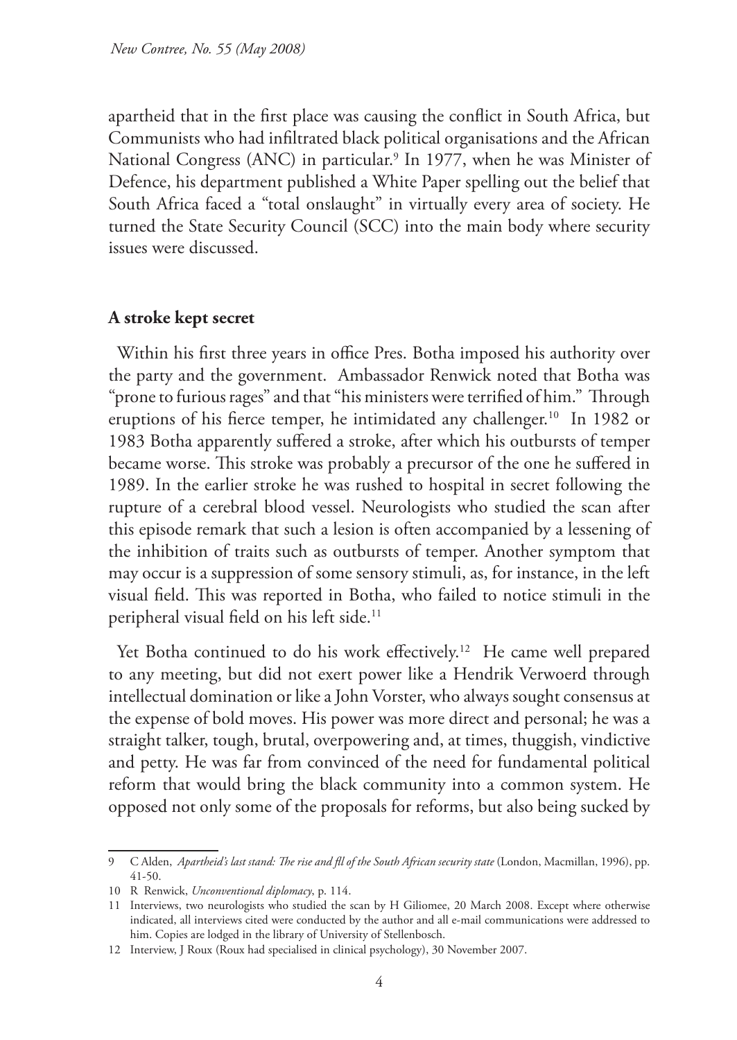apartheid that in the first place was causing the conflict in South Africa, but Communists who had infiltrated black political organisations and the African National Congress (ANC) in particular.[9] In 1977, when he was Minister of Defence, his department published a White Paper spelling out the belief that South Africa faced a "total onslaught" in virtually every area of society. He turned the State Security Council (SCC) into the main body where security issues were discussed.

**A stroke kept secret**

Within his first three years in office Pres. Botha imposed his authority over the party and the government. Ambassador Renwick noted that Botha was "prone to furious rages" and that "his ministers were terrified of him." Through eruptions of his fierce temper, he intimidated any challenger.[10] In 1982 or 1983 Botha apparently suffered a stroke, after which his outbursts of temper became worse. This stroke was probably a precursor of the one he suffered in 1989. In the earlier stroke he was rushed to hospital in secret following the rupture of a cerebral blood vessel. Neurologists who studied the scan after this episode remark that such a lesion is often accompanied by a lessening of the inhibition of traits such as outbursts of temper. Another symptom that may occur is a suppression of some sensory stimuli, as, for instance, in the left visual field. This was reported in Botha, who failed to notice stimuli in the peripheral visual field on his left side.[11]

Yet Botha continued to do his work effectively.[12] He came well prepared to any meeting, but did not exert power like a Hendrik Verwoerd through intellectual domination or like a John Vorster, who always sought consensus at the expense of bold moves. His power was more direct and personal; he was a straight talker, tough, brutal, overpowering and, at times, thuggish, vindictive and petty. He was far from convinced of the need for fundamental political reform that would bring the black community into a common system. He opposed not only some of the proposals for reforms, but also being sucked by

---

9 C Alden, *Apartheid's last stand: The rise and fll of the South African security state* (London, Macmillan, 1996), pp. 41-50.

10 R Renwick, *Unconventional diplomacy*, p. 114.

11 Interviews, two neurologists who studied the scan by H Giliomee, 20 March 2008. Except where otherwise indicated, all interviews cited were conducted by the author and all e-mail communications were addressed to him. Copies are lodged in the library of University of Stellenbosch.

12 Interview, J Roux (Roux had specialised in clinical psychology), 30 November 2007.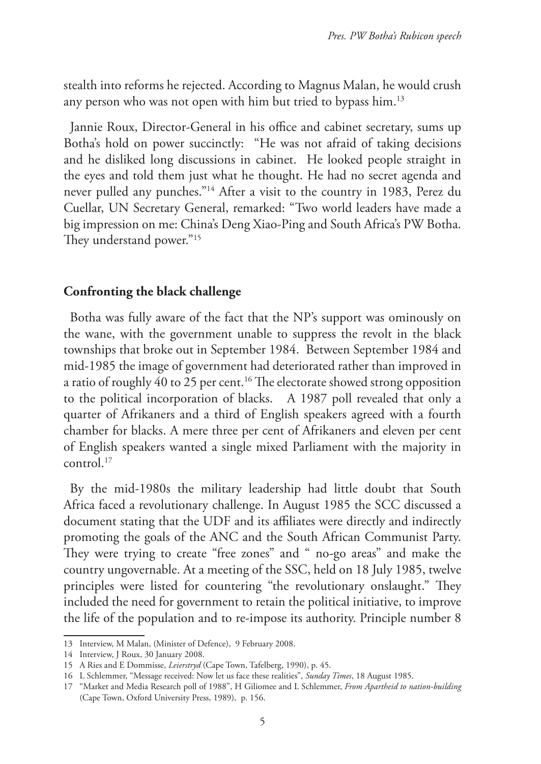stealth into reforms he rejected. According to Magnus Malan, he would crush any person who was not open with him but tried to bypass him.[13]

Jannie Roux, Director-General in his office and cabinet secretary, sums up Botha's hold on power succinctly: "He was not afraid of taking decisions and he disliked long discussions in cabinet. He looked people straight in the eyes and told them just what he thought. He had no secret agenda and never pulled any punches."[14] After a visit to the country in 1983, Perez du Cuellar, UN Secretary General, remarked: "Two world leaders have made a big impression on me: China's Deng Xiao-Ping and South Africa's PW Botha. They understand power."[15]

## Confronting the black challenge

Botha was fully aware of the fact that the NP's support was ominously on the wane, with the government unable to suppress the revolt in the black townships that broke out in September 1984. Between September 1984 and mid-1985 the image of government had deteriorated rather than improved in a ratio of roughly 40 to 25 per cent.[16] The electorate showed strong opposition to the political incorporation of blacks. A 1987 poll revealed that only a quarter of Afrikaners and a third of English speakers agreed with a fourth chamber for blacks. A mere three per cent of Afrikaners and eleven per cent of English speakers wanted a single mixed Parliament with the majority in control.[17]

By the mid-1980s the military leadership had little doubt that South Africa faced a revolutionary challenge. In August 1985 the SCC discussed a document stating that the UDF and its affiliates were directly and indirectly promoting the goals of the ANC and the South African Communist Party. They were trying to create "free zones" and " no-go areas" and make the country ungovernable. At a meeting of the SSC, held on 18 July 1985, twelve principles were listed for countering "the revolutionary onslaught." They included the need for government to retain the political initiative, to improve the life of the population and to re-impose its authority. Principle number 8

---

13 Interview, M Malan, (Minister of Defence), 9 February 2008.

14 Interview, J Roux, 30 January 2008.

15 A Ries and E Dommisse, *Leierstryd* (Cape Town, Tafelberg, 1990), p. 45.

16 L Schlemmer, "Message received: Now let us face these realities", *Sunday Times*, 18 August 1985.

17 "Market and Media Research poll of 1988", H Giliomee and L Schlemmer, *From Apartheid to nation-building* (Cape Town, Oxford University Press, 1989), p. 156.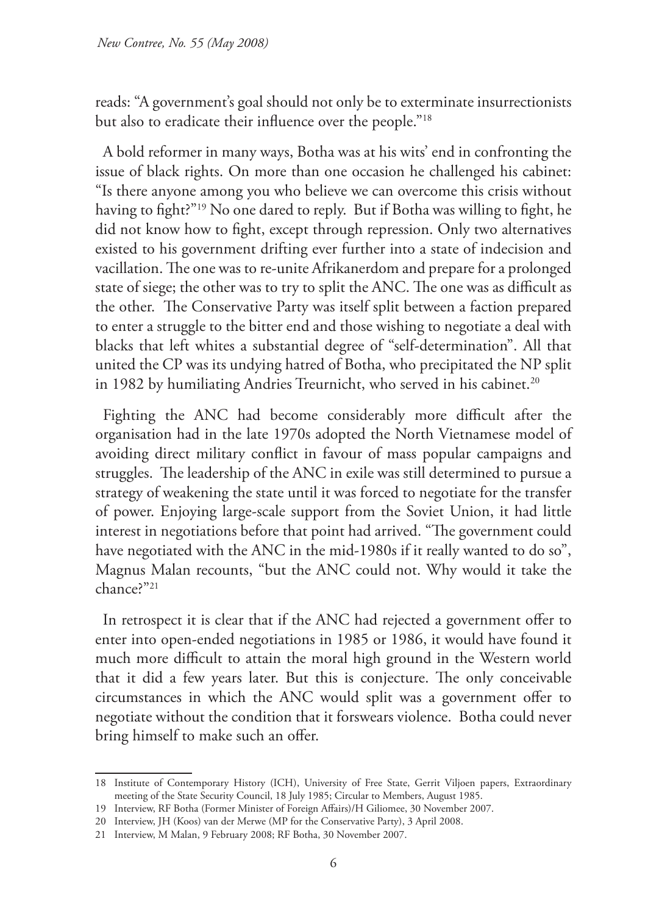reads: "A government's goal should not only be to exterminate insurrectionists but also to eradicate their influence over the people."[18]

A bold reformer in many ways, Botha was at his wits' end in confronting the issue of black rights. On more than one occasion he challenged his cabinet: "Is there anyone among you who believe we can overcome this crisis without having to fight?"[19] No one dared to reply. But if Botha was willing to fight, he did not know how to fight, except through repression. Only two alternatives existed to his government drifting ever further into a state of indecision and vacillation. The one was to re-unite Afrikanerdom and prepare for a prolonged state of siege; the other was to try to split the ANC. The one was as difficult as the other. The Conservative Party was itself split between a faction prepared to enter a struggle to the bitter end and those wishing to negotiate a deal with blacks that left whites a substantial degree of "self-determination". All that united the CP was its undying hatred of Botha, who precipitated the NP split in 1982 by humiliating Andries Treurnicht, who served in his cabinet.[20]

Fighting the ANC had become considerably more difficult after the organisation had in the late 1970s adopted the North Vietnamese model of avoiding direct military conflict in favour of mass popular campaigns and struggles. The leadership of the ANC in exile was still determined to pursue a strategy of weakening the state until it was forced to negotiate for the transfer of power. Enjoying large-scale support from the Soviet Union, it had little interest in negotiations before that point had arrived. "The government could have negotiated with the ANC in the mid-1980s if it really wanted to do so", Magnus Malan recounts, "but the ANC could not. Why would it take the chance?"[21]

In retrospect it is clear that if the ANC had rejected a government offer to enter into open-ended negotiations in 1985 or 1986, it would have found it much more difficult to attain the moral high ground in the Western world that it did a few years later. But this is conjecture. The only conceivable circumstances in which the ANC would split was a government offer to negotiate without the condition that it forswears violence. Botha could never bring himself to make such an offer.

---

18 Institute of Contemporary History (ICH), University of Free State, Gerrit Viljoen papers, Extraordinary meeting of the State Security Council, 18 July 1985; Circular to Members, August 1985.

19 Interview, RF Botha (Former Minister of Foreign Affairs)/H Giliomee, 30 November 2007.

20 Interview, JH (Koos) van der Merwe (MP for the Conservative Party), 3 April 2008.

21 Interview, M Malan, 9 February 2008; RF Botha, 30 November 2007.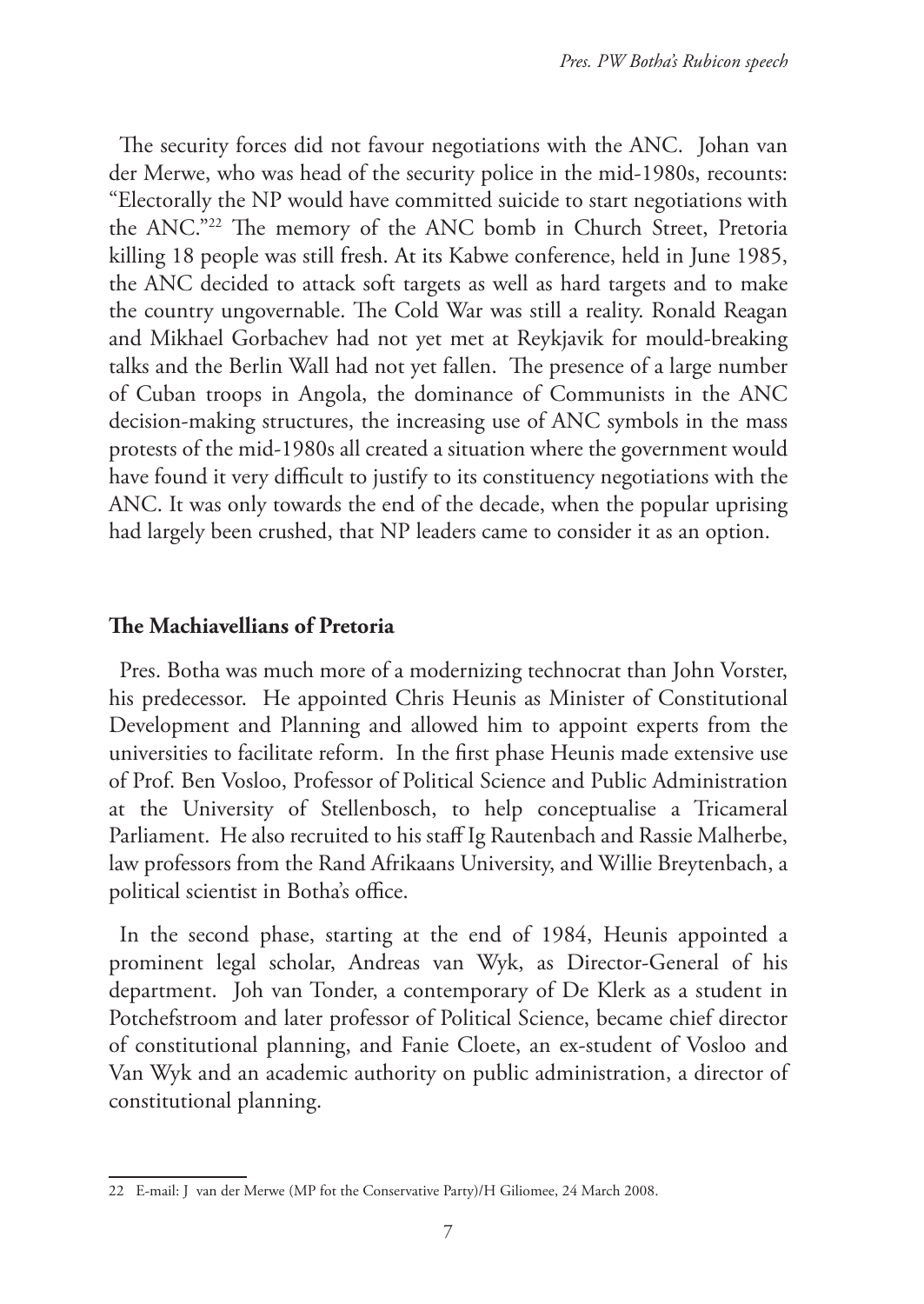The security forces did not favour negotiations with the ANC. Johan van der Merwe, who was head of the security police in the mid-1980s, recounts: "Electorally the NP would have committed suicide to start negotiations with the ANC."[22] The memory of the ANC bomb in Church Street, Pretoria killing 18 people was still fresh. At its Kabwe conference, held in June 1985, the ANC decided to attack soft targets as well as hard targets and to make the country ungovernable. The Cold War was still a reality. Ronald Reagan and Mikhael Gorbachev had not yet met at Reykjavik for mould-breaking talks and the Berlin Wall had not yet fallen. The presence of a large number of Cuban troops in Angola, the dominance of Communists in the ANC decision-making structures, the increasing use of ANC symbols in the mass protests of the mid-1980s all created a situation where the government would have found it very difficult to justify to its constituency negotiations with the ANC. It was only towards the end of the decade, when the popular uprising had largely been crushed, that NP leaders came to consider it as an option.

## The Machiavellians of Pretoria

Pres. Botha was much more of a modernizing technocrat than John Vorster, his predecessor. He appointed Chris Heunis as Minister of Constitutional Development and Planning and allowed him to appoint experts from the universities to facilitate reform. In the first phase Heunis made extensive use of Prof. Ben Vosloo, Professor of Political Science and Public Administration at the University of Stellenbosch, to help conceptualise a Tricameral Parliament. He also recruited to his staff Ig Rautenbach and Rassie Malherbe, law professors from the Rand Afrikaans University, and Willie Breytenbach, a political scientist in Botha's office.

In the second phase, starting at the end of 1984, Heunis appointed a prominent legal scholar, Andreas van Wyk, as Director-General of his department. Joh van Tonder, a contemporary of De Klerk as a student in Potchefstroom and later professor of Political Science, became chief director of constitutional planning, and Fanie Cloete, an ex-student of Vosloo and Van Wyk and an academic authority on public administration, a director of constitutional planning.

---

22 E-mail: J van der Merwe (MP fot the Conservative Party)/H Giliomee, 24 March 2008.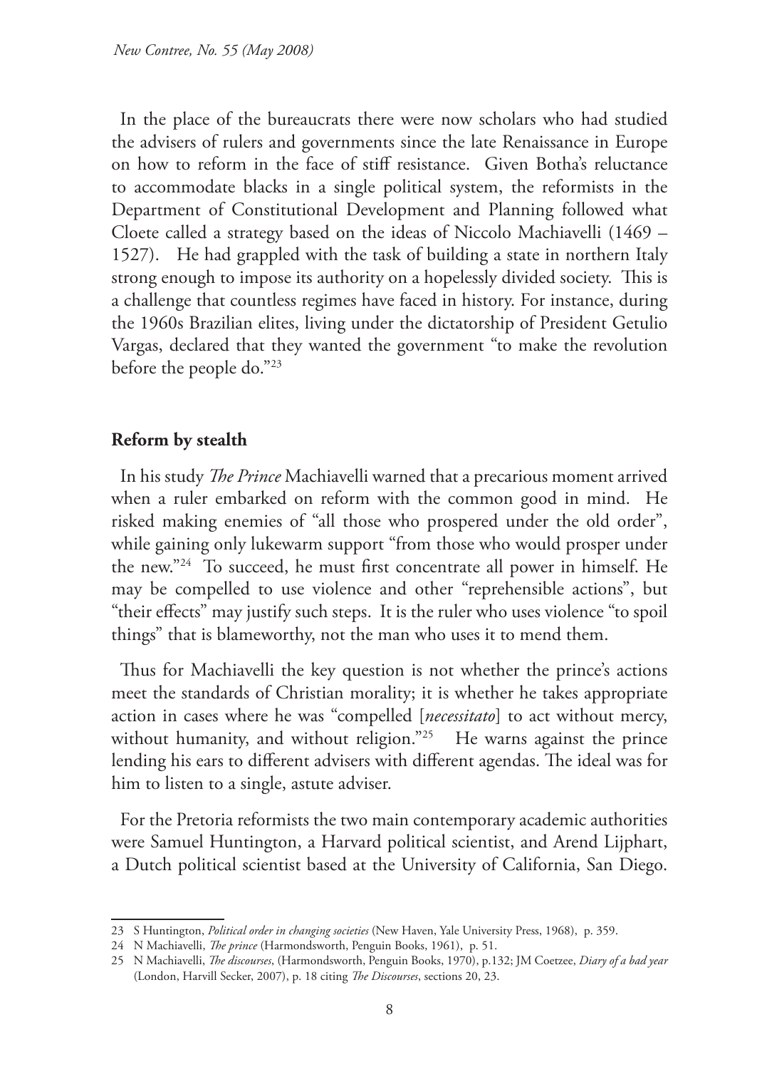In the place of the bureaucrats there were now scholars who had studied the advisers of rulers and governments since the late Renaissance in Europe on how to reform in the face of stiff resistance. Given Botha's reluctance to accommodate blacks in a single political system, the reformists in the Department of Constitutional Development and Planning followed what Cloete called a strategy based on the ideas of Niccolo Machiavelli (1469 – 1527). He had grappled with the task of building a state in northern Italy strong enough to impose its authority on a hopelessly divided society. This is a challenge that countless regimes have faced in history. For instance, during the 1960s Brazilian elites, living under the dictatorship of President Getulio Vargas, declared that they wanted the government "to make the revolution before the people do."[23]

## Reform by stealth

In his study *The Prince* Machiavelli warned that a precarious moment arrived when a ruler embarked on reform with the common good in mind. He risked making enemies of "all those who prospered under the old order", while gaining only lukewarm support "from those who would prosper under the new."[24] To succeed, he must first concentrate all power in himself. He may be compelled to use violence and other "reprehensible actions", but "their effects" may justify such steps. It is the ruler who uses violence "to spoil things" that is blameworthy, not the man who uses it to mend them.

Thus for Machiavelli the key question is not whether the prince's actions meet the standards of Christian morality; it is whether he takes appropriate action in cases where he was "compelled [*necessitato*] to act without mercy, without humanity, and without religion."[25] He warns against the prince lending his ears to different advisers with different agendas. The ideal was for him to listen to a single, astute adviser.

For the Pretoria reformists the two main contemporary academic authorities were Samuel Huntington, a Harvard political scientist, and Arend Lijphart, a Dutch political scientist based at the University of California, San Diego.

---

23 S Huntington, *Political order in changing societies* (New Haven, Yale University Press, 1968), p. 359.

24 N Machiavelli, *The prince* (Harmondsworth, Penguin Books, 1961), p. 51.

25 N Machiavelli, *The discourses*, (Harmondsworth, Penguin Books, 1970), p.132; JM Coetzee, *Diary of a bad year* (London, Harvill Secker, 2007), p. 18 citing *The Discourses*, sections 20, 23.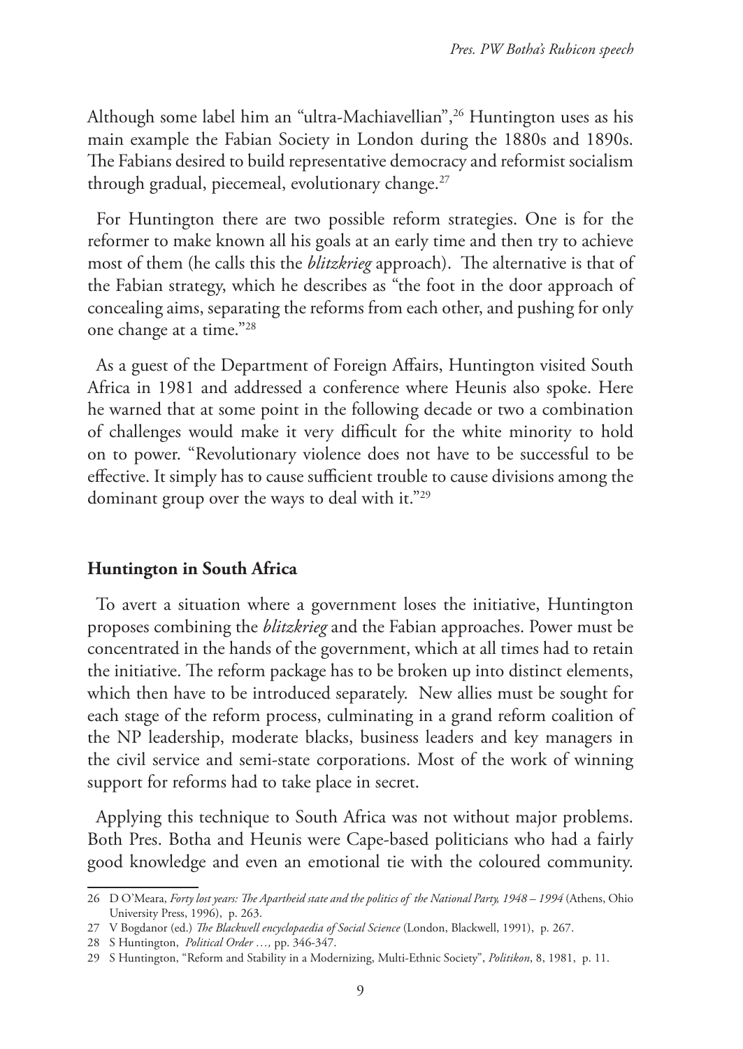Although some label him an "ultra-Machiavellian",[26] Huntington uses as his main example the Fabian Society in London during the 1880s and 1890s. The Fabians desired to build representative democracy and reformist socialism through gradual, piecemeal, evolutionary change.[27]

For Huntington there are two possible reform strategies. One is for the reformer to make known all his goals at an early time and then try to achieve most of them (he calls this the *blitzkrieg* approach). The alternative is that of the Fabian strategy, which he describes as "the foot in the door approach of concealing aims, separating the reforms from each other, and pushing for only one change at a time."[28]

As a guest of the Department of Foreign Affairs, Huntington visited South Africa in 1981 and addressed a conference where Heunis also spoke. Here he warned that at some point in the following decade or two a combination of challenges would make it very difficult for the white minority to hold on to power. "Revolutionary violence does not have to be successful to be effective. It simply has to cause sufficient trouble to cause divisions among the dominant group over the ways to deal with it."[29]

## Huntington in South Africa

To avert a situation where a government loses the initiative, Huntington proposes combining the *blitzkrieg* and the Fabian approaches. Power must be concentrated in the hands of the government, which at all times had to retain the initiative. The reform package has to be broken up into distinct elements, which then have to be introduced separately. New allies must be sought for each stage of the reform process, culminating in a grand reform coalition of the NP leadership, moderate blacks, business leaders and key managers in the civil service and semi-state corporations. Most of the work of winning support for reforms had to take place in secret.

Applying this technique to South Africa was not without major problems. Both Pres. Botha and Heunis were Cape-based politicians who had a fairly good knowledge and even an emotional tie with the coloured community.

---

26 D O'Meara, *Forty lost years: The Apartheid state and the politics of the National Party, 1948 – 1994* (Athens, Ohio University Press, 1996), p. 263.

27 V Bogdanor (ed.) *The Blackwell encyclopaedia of Social Science* (London, Blackwell, 1991), p. 267.

28 S Huntington, *Political Order …,* pp. 346-347.

29 S Huntington, "Reform and Stability in a Modernizing, Multi-Ethnic Society", *Politikon*, 8, 1981, p. 11.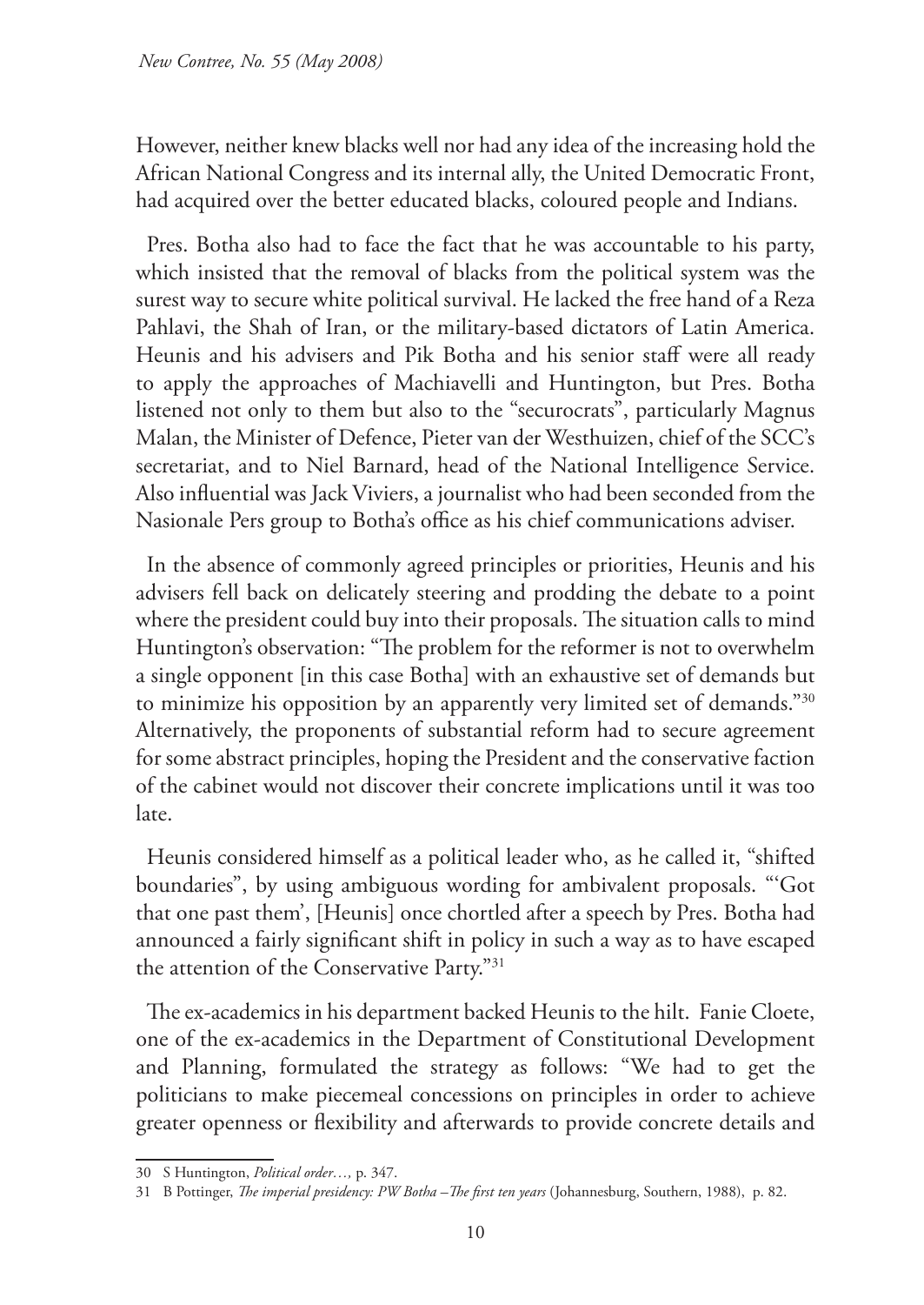However, neither knew blacks well nor had any idea of the increasing hold the African National Congress and its internal ally, the United Democratic Front, had acquired over the better educated blacks, coloured people and Indians.

Pres. Botha also had to face the fact that he was accountable to his party, which insisted that the removal of blacks from the political system was the surest way to secure white political survival. He lacked the free hand of a Reza Pahlavi, the Shah of Iran, or the military-based dictators of Latin America. Heunis and his advisers and Pik Botha and his senior staff were all ready to apply the approaches of Machiavelli and Huntington, but Pres. Botha listened not only to them but also to the "securocrats", particularly Magnus Malan, the Minister of Defence, Pieter van der Westhuizen, chief of the SCC's secretariat, and to Niel Barnard, head of the National Intelligence Service. Also influential was Jack Viviers, a journalist who had been seconded from the Nasionale Pers group to Botha's office as his chief communications adviser.

In the absence of commonly agreed principles or priorities, Heunis and his advisers fell back on delicately steering and prodding the debate to a point where the president could buy into their proposals. The situation calls to mind Huntington's observation: "The problem for the reformer is not to overwhelm a single opponent [in this case Botha] with an exhaustive set of demands but to minimize his opposition by an apparently very limited set of demands."[30] Alternatively, the proponents of substantial reform had to secure agreement for some abstract principles, hoping the President and the conservative faction of the cabinet would not discover their concrete implications until it was too late.

Heunis considered himself as a political leader who, as he called it, "shifted boundaries", by using ambiguous wording for ambivalent proposals. "'Got that one past them', [Heunis] once chortled after a speech by Pres. Botha had announced a fairly significant shift in policy in such a way as to have escaped the attention of the Conservative Party."[31]

The ex-academics in his department backed Heunis to the hilt. Fanie Cloete, one of the ex-academics in the Department of Constitutional Development and Planning, formulated the strategy as follows: "We had to get the politicians to make piecemeal concessions on principles in order to achieve greater openness or flexibility and afterwards to provide concrete details and

---

30 S Huntington, *Political order…,* p. 347.

31 B Pottinger, *The imperial presidency: PW Botha – The first ten years* (Johannesburg, Southern, 1988), p. 82.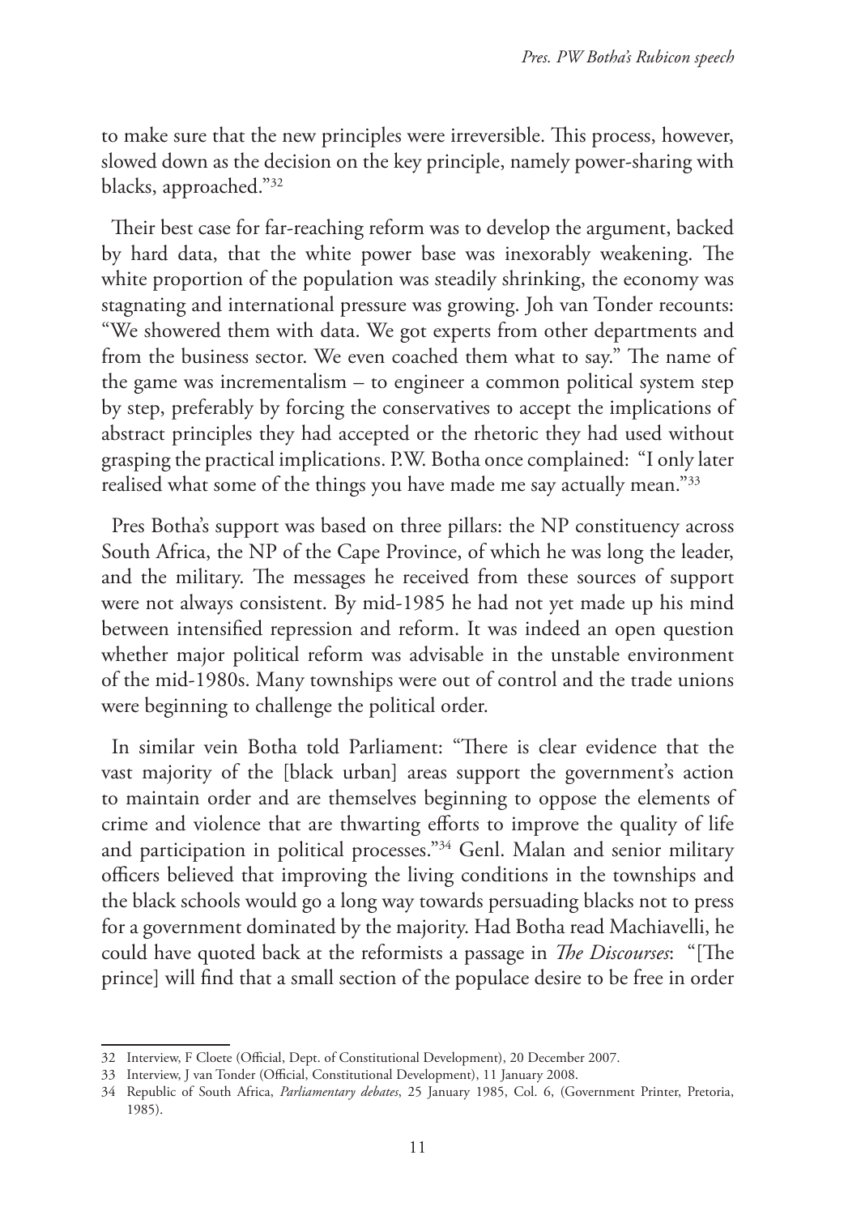to make sure that the new principles were irreversible. This process, however, slowed down as the decision on the key principle, namely power-sharing with blacks, approached."[32]

Their best case for far-reaching reform was to develop the argument, backed by hard data, that the white power base was inexorably weakening. The white proportion of the population was steadily shrinking, the economy was stagnating and international pressure was growing. Joh van Tonder recounts: "We showered them with data. We got experts from other departments and from the business sector. We even coached them what to say." The name of the game was incrementalism – to engineer a common political system step by step, preferably by forcing the conservatives to accept the implications of abstract principles they had accepted or the rhetoric they had used without grasping the practical implications. P.W. Botha once complained: "I only later realised what some of the things you have made me say actually mean."[33]

Pres Botha's support was based on three pillars: the NP constituency across South Africa, the NP of the Cape Province, of which he was long the leader, and the military. The messages he received from these sources of support were not always consistent. By mid-1985 he had not yet made up his mind between intensified repression and reform. It was indeed an open question whether major political reform was advisable in the unstable environment of the mid-1980s. Many townships were out of control and the trade unions were beginning to challenge the political order.

In similar vein Botha told Parliament: "There is clear evidence that the vast majority of the [black urban] areas support the government's action to maintain order and are themselves beginning to oppose the elements of crime and violence that are thwarting efforts to improve the quality of life and participation in political processes."[34] Genl. Malan and senior military officers believed that improving the living conditions in the townships and the black schools would go a long way towards persuading blacks not to press for a government dominated by the majority. Had Botha read Machiavelli, he could have quoted back at the reformists a passage in *The Discourses*: "[The prince] will find that a small section of the populace desire to be free in order

---

32 Interview, F Cloete (Official, Dept. of Constitutional Development), 20 December 2007.

33 Interview, J van Tonder (Official, Constitutional Development), 11 January 2008.

34 Republic of South Africa, *Parliamentary debates*, 25 January 1985, Col. 6, (Government Printer, Pretoria, 1985).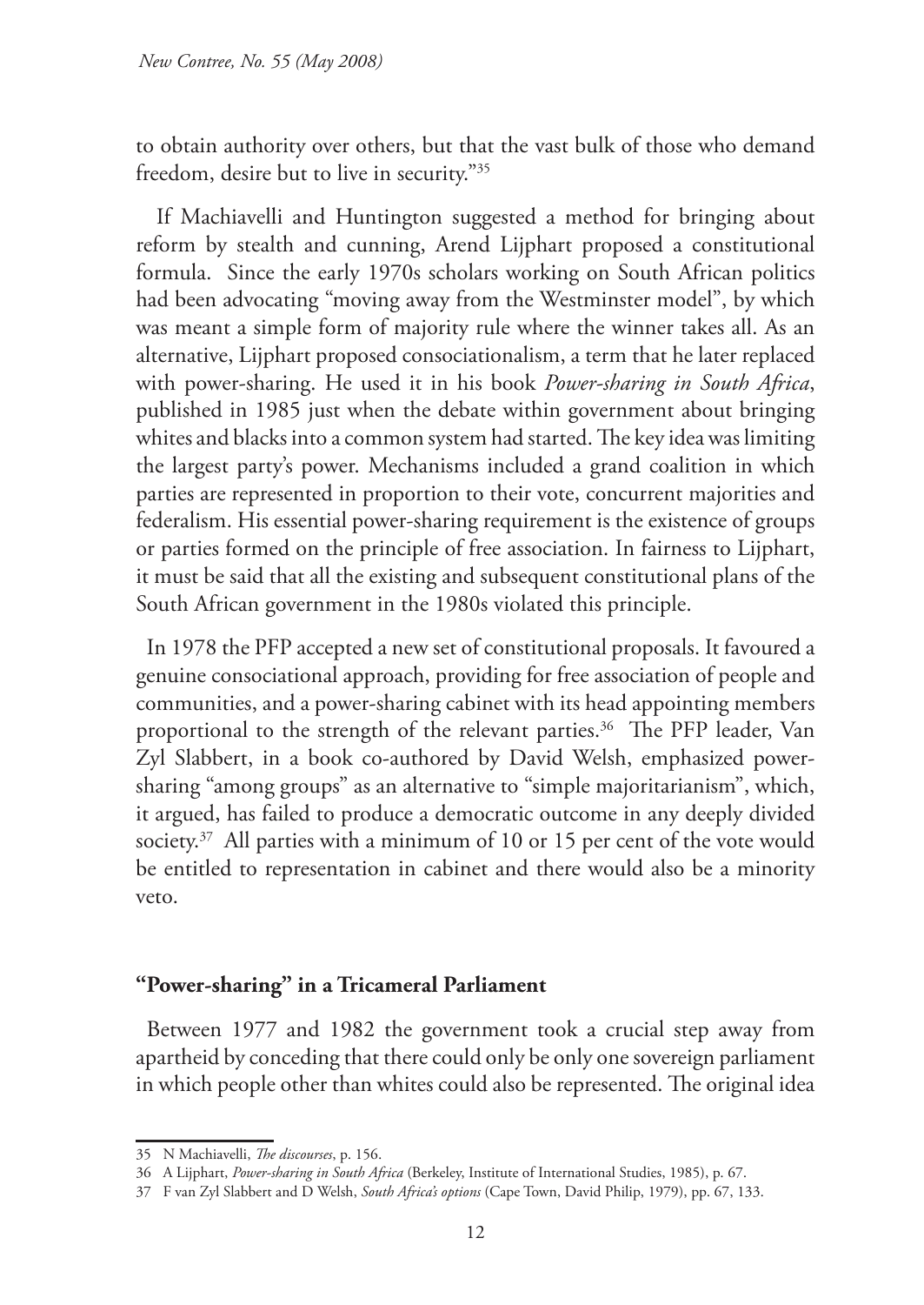to obtain authority over others, but that the vast bulk of those who demand freedom, desire but to live in security."[35]

If Machiavelli and Huntington suggested a method for bringing about reform by stealth and cunning, Arend Lijphart proposed a constitutional formula. Since the early 1970s scholars working on South African politics had been advocating "moving away from the Westminster model", by which was meant a simple form of majority rule where the winner takes all. As an alternative, Lijphart proposed consociationalism, a term that he later replaced with power-sharing. He used it in his book *Power-sharing in South Africa*, published in 1985 just when the debate within government about bringing whites and blacks into a common system had started. The key idea was limiting the largest party's power. Mechanisms included a grand coalition in which parties are represented in proportion to their vote, concurrent majorities and federalism. His essential power-sharing requirement is the existence of groups or parties formed on the principle of free association. In fairness to Lijphart, it must be said that all the existing and subsequent constitutional plans of the South African government in the 1980s violated this principle.

In 1978 the PFP accepted a new set of constitutional proposals. It favoured a genuine consociational approach, providing for free association of people and communities, and a power-sharing cabinet with its head appointing members proportional to the strength of the relevant parties.[36] The PFP leader, Van Zyl Slabbert, in a book co-authored by David Welsh, emphasized power-sharing "among groups" as an alternative to "simple majoritarianism", which, it argued, has failed to produce a democratic outcome in any deeply divided society.[37] All parties with a minimum of 10 or 15 per cent of the vote would be entitled to representation in cabinet and there would also be a minority veto.

## "Power-sharing" in a Tricameral Parliament

Between 1977 and 1982 the government took a crucial step away from apartheid by conceding that there could only be only one sovereign parliament in which people other than whites could also be represented. The original idea

---

35 N Machiavelli, *The discourses*, p. 156.

36 A Lijphart, *Power-sharing in South Africa* (Berkeley, Institute of International Studies, 1985), p. 67.

37 F van Zyl Slabbert and D Welsh, *South Africa's options* (Cape Town, David Philip, 1979), pp. 67, 133.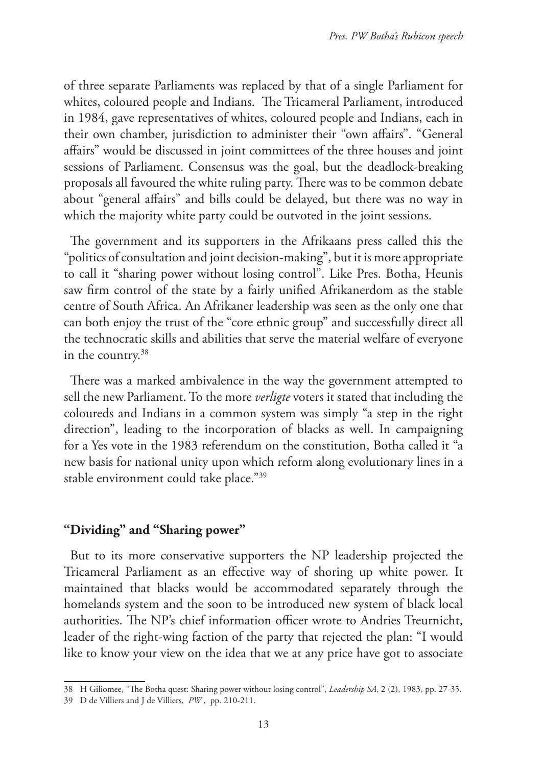of three separate Parliaments was replaced by that of a single Parliament for whites, coloured people and Indians. The Tricameral Parliament, introduced in 1984, gave representatives of whites, coloured people and Indians, each in their own chamber, jurisdiction to administer their "own affairs". "General affairs" would be discussed in joint committees of the three houses and joint sessions of Parliament. Consensus was the goal, but the deadlock-breaking proposals all favoured the white ruling party. There was to be common debate about "general affairs" and bills could be delayed, but there was no way in which the majority white party could be outvoted in the joint sessions.

The government and its supporters in the Afrikaans press called this the "politics of consultation and joint decision-making", but it is more appropriate to call it "sharing power without losing control". Like Pres. Botha, Heunis saw firm control of the state by a fairly unified Afrikanerdom as the stable centre of South Africa. An Afrikaner leadership was seen as the only one that can both enjoy the trust of the "core ethnic group" and successfully direct all the technocratic skills and abilities that serve the material welfare of everyone in the country.[38]

There was a marked ambivalence in the way the government attempted to sell the new Parliament. To the more *verligte* voters it stated that including the coloureds and Indians in a common system was simply "a step in the right direction", leading to the incorporation of blacks as well. In campaigning for a Yes vote in the 1983 referendum on the constitution, Botha called it "a new basis for national unity upon which reform along evolutionary lines in a stable environment could take place."[39]

## "Dividing" and "Sharing power"

But to its more conservative supporters the NP leadership projected the Tricameral Parliament as an effective way of shoring up white power. It maintained that blacks would be accommodated separately through the homelands system and the soon to be introduced new system of black local authorities. The NP's chief information officer wrote to Andries Treurnicht, leader of the right-wing faction of the party that rejected the plan: "I would like to know your view on the idea that we at any price have got to associate

---

38 H Giliomee, "The Botha quest: Sharing power without losing control", *Leadership SA*, 2 (2), 1983, pp. 27-35.

39 D de Villiers and J de Villiers, *PW*, pp. 210-211.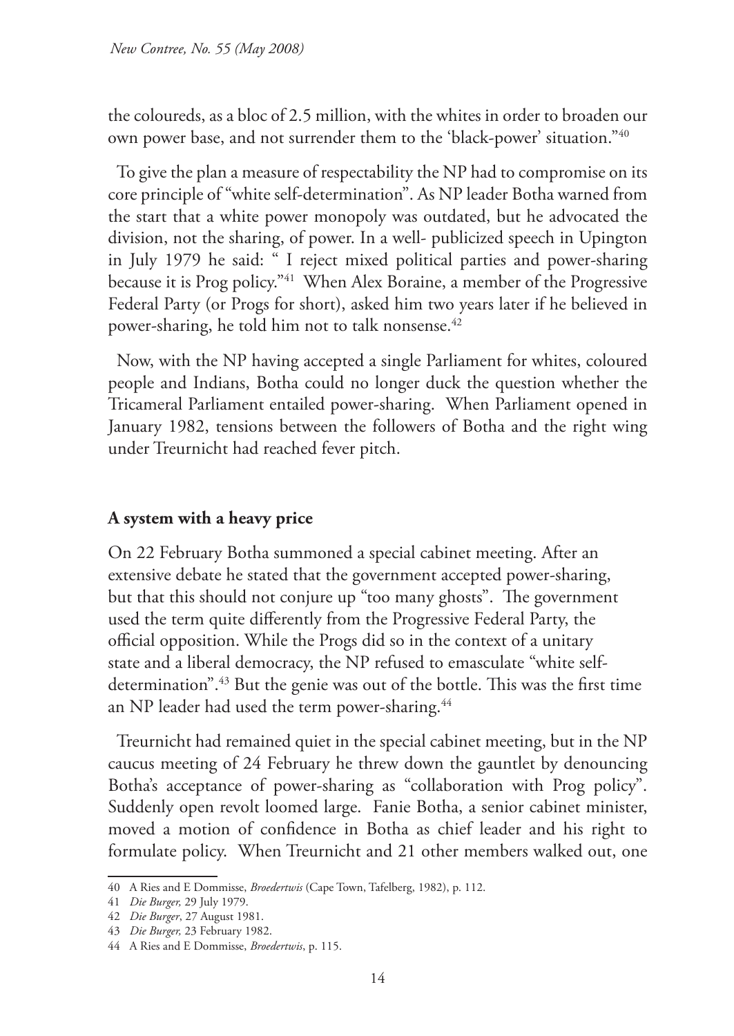the coloureds, as a bloc of 2.5 million, with the whites in order to broaden our own power base, and not surrender them to the 'black-power' situation."[40]

To give the plan a measure of respectability the NP had to compromise on its core principle of "white self-determination". As NP leader Botha warned from the start that a white power monopoly was outdated, but he advocated the division, not the sharing, of power. In a well- publicized speech in Upington in July 1979 he said: " I reject mixed political parties and power-sharing because it is Prog policy."[41] When Alex Boraine, a member of the Progressive Federal Party (or Progs for short), asked him two years later if he believed in power-sharing, he told him not to talk nonsense.[42]

Now, with the NP having accepted a single Parliament for whites, coloured people and Indians, Botha could no longer duck the question whether the Tricameral Parliament entailed power-sharing. When Parliament opened in January 1982, tensions between the followers of Botha and the right wing under Treurnicht had reached fever pitch.

## A system with a heavy price

On 22 February Botha summoned a special cabinet meeting. After an extensive debate he stated that the government accepted power-sharing, but that this should not conjure up "too many ghosts". The government used the term quite differently from the Progressive Federal Party, the official opposition. While the Progs did so in the context of a unitary state and a liberal democracy, the NP refused to emasculate "white self-determination".[43] But the genie was out of the bottle. This was the first time an NP leader had used the term power-sharing.[44]

Treurnicht had remained quiet in the special cabinet meeting, but in the NP caucus meeting of 24 February he threw down the gauntlet by denouncing Botha's acceptance of power-sharing as "collaboration with Prog policy". Suddenly open revolt loomed large. Fanie Botha, a senior cabinet minister, moved a motion of confidence in Botha as chief leader and his right to formulate policy. When Treurnicht and 21 other members walked out, one

---

40 A Ries and E Dommisse, *Broedertwis* (Cape Town, Tafelberg, 1982), p. 112.

41 *Die Burger,* 29 July 1979.

42 *Die Burger*, 27 August 1981.

43 *Die Burger,* 23 February 1982.

44 A Ries and E Dommisse, *Broedertwis*, p. 115.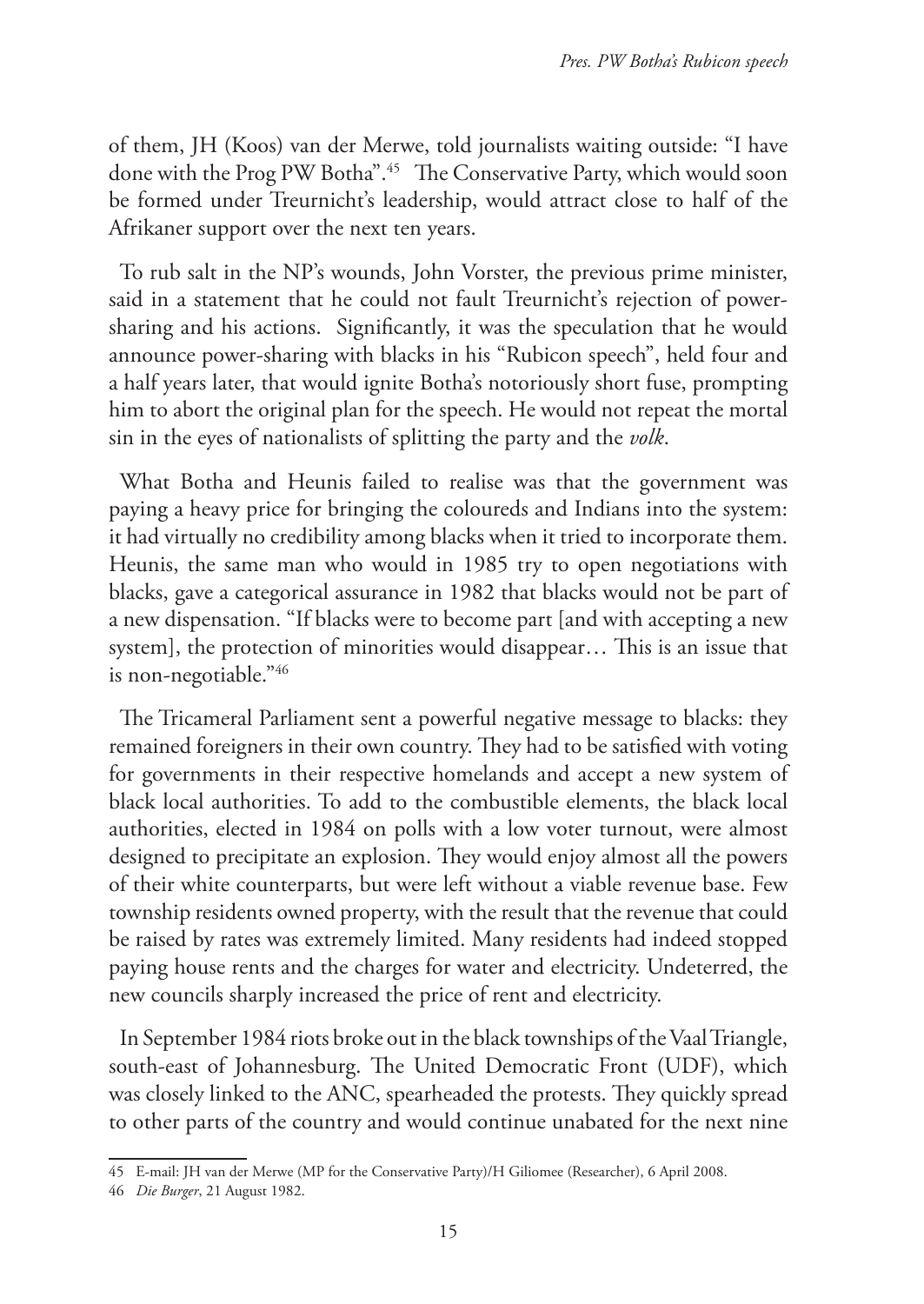of them, JH (Koos) van der Merwe, told journalists waiting outside: "I have done with the Prog PW Botha".[45] The Conservative Party, which would soon be formed under Treurnicht's leadership, would attract close to half of the Afrikaner support over the next ten years.

To rub salt in the NP's wounds, John Vorster, the previous prime minister, said in a statement that he could not fault Treurnicht's rejection of power-sharing and his actions. Significantly, it was the speculation that he would announce power-sharing with blacks in his "Rubicon speech", held four and a half years later, that would ignite Botha's notoriously short fuse, prompting him to abort the original plan for the speech. He would not repeat the mortal sin in the eyes of nationalists of splitting the party and the *volk*.

What Botha and Heunis failed to realise was that the government was paying a heavy price for bringing the coloureds and Indians into the system: it had virtually no credibility among blacks when it tried to incorporate them. Heunis, the same man who would in 1985 try to open negotiations with blacks, gave a categorical assurance in 1982 that blacks would not be part of a new dispensation. "If blacks were to become part [and with accepting a new system], the protection of minorities would disappear… This is an issue that is non-negotiable."[46]

The Tricameral Parliament sent a powerful negative message to blacks: they remained foreigners in their own country. They had to be satisfied with voting for governments in their respective homelands and accept a new system of black local authorities. To add to the combustible elements, the black local authorities, elected in 1984 on polls with a low voter turnout, were almost designed to precipitate an explosion. They would enjoy almost all the powers of their white counterparts, but were left without a viable revenue base. Few township residents owned property, with the result that the revenue that could be raised by rates was extremely limited. Many residents had indeed stopped paying house rents and the charges for water and electricity. Undeterred, the new councils sharply increased the price of rent and electricity.

In September 1984 riots broke out in the black townships of the Vaal Triangle, south-east of Johannesburg. The United Democratic Front (UDF), which was closely linked to the ANC, spearheaded the protests. They quickly spread to other parts of the country and would continue unabated for the next nine

---

45 E-mail: JH van der Merwe (MP for the Conservative Party)/H Giliomee (Researcher), 6 April 2008.

46 *Die Burger*, 21 August 1982.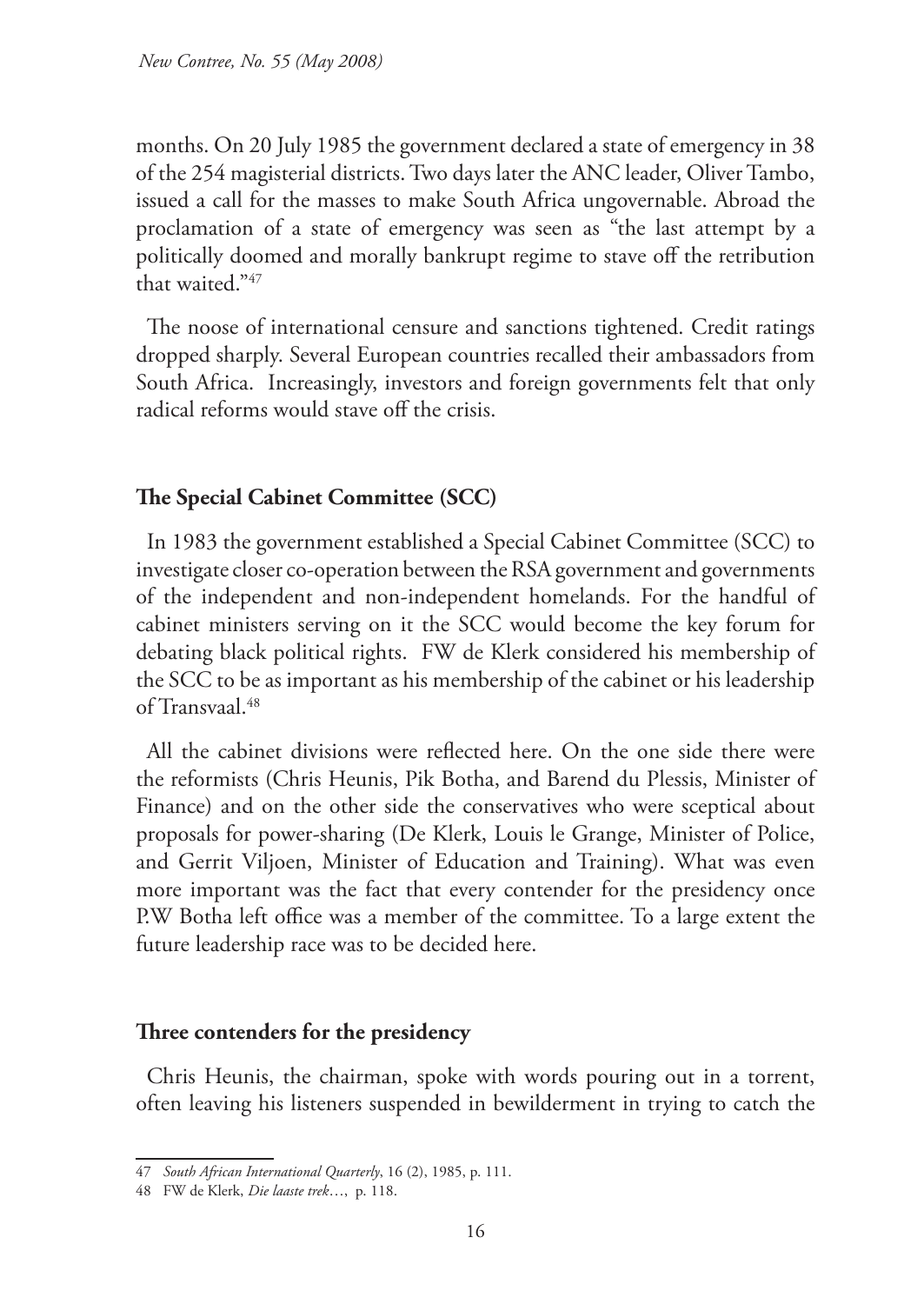months. On 20 July 1985 the government declared a state of emergency in 38 of the 254 magisterial districts. Two days later the ANC leader, Oliver Tambo, issued a call for the masses to make South Africa ungovernable. Abroad the proclamation of a state of emergency was seen as "the last attempt by a politically doomed and morally bankrupt regime to stave off the retribution that waited."[47]

The noose of international censure and sanctions tightened. Credit ratings dropped sharply. Several European countries recalled their ambassadors from South Africa. Increasingly, investors and foreign governments felt that only radical reforms would stave off the crisis.

## The Special Cabinet Committee (SCC)

In 1983 the government established a Special Cabinet Committee (SCC) to investigate closer co-operation between the RSA government and governments of the independent and non-independent homelands. For the handful of cabinet ministers serving on it the SCC would become the key forum for debating black political rights. FW de Klerk considered his membership of the SCC to be as important as his membership of the cabinet or his leadership of Transvaal.[48]

All the cabinet divisions were reflected here. On the one side there were the reformists (Chris Heunis, Pik Botha, and Barend du Plessis, Minister of Finance) and on the other side the conservatives who were sceptical about proposals for power-sharing (De Klerk, Louis le Grange, Minister of Police, and Gerrit Viljoen, Minister of Education and Training). What was even more important was the fact that every contender for the presidency once P.W Botha left office was a member of the committee. To a large extent the future leadership race was to be decided here.

## Three contenders for the presidency

Chris Heunis, the chairman, spoke with words pouring out in a torrent, often leaving his listeners suspended in bewilderment in trying to catch the

---

47 *South African International Quarterly*, 16 (2), 1985, p. 111.

48 FW de Klerk, *Die laaste trek*…, p. 118.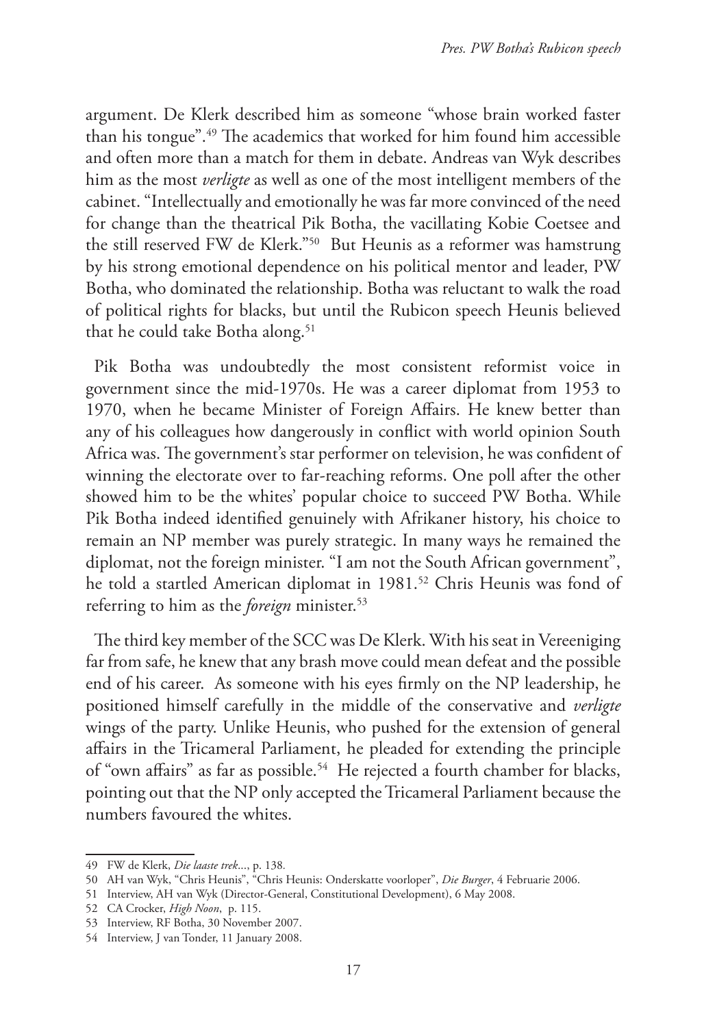argument. De Klerk described him as someone "whose brain worked faster than his tongue".[49] The academics that worked for him found him accessible and often more than a match for them in debate. Andreas van Wyk describes him as the most *verligte* as well as one of the most intelligent members of the cabinet. "Intellectually and emotionally he was far more convinced of the need for change than the theatrical Pik Botha, the vacillating Kobie Coetsee and the still reserved FW de Klerk."[50] But Heunis as a reformer was hamstrung by his strong emotional dependence on his political mentor and leader, PW Botha, who dominated the relationship. Botha was reluctant to walk the road of political rights for blacks, but until the Rubicon speech Heunis believed that he could take Botha along.[51]

Pik Botha was undoubtedly the most consistent reformist voice in government since the mid-1970s. He was a career diplomat from 1953 to 1970, when he became Minister of Foreign Affairs. He knew better than any of his colleagues how dangerously in conflict with world opinion South Africa was. The government's star performer on television, he was confident of winning the electorate over to far-reaching reforms. One poll after the other showed him to be the whites' popular choice to succeed PW Botha. While Pik Botha indeed identified genuinely with Afrikaner history, his choice to remain an NP member was purely strategic. In many ways he remained the diplomat, not the foreign minister. "I am not the South African government", he told a startled American diplomat in 1981.[52] Chris Heunis was fond of referring to him as the *foreign* minister.[53]

The third key member of the SCC was De Klerk. With his seat in Vereeniging far from safe, he knew that any brash move could mean defeat and the possible end of his career. As someone with his eyes firmly on the NP leadership, he positioned himself carefully in the middle of the conservative and *verligte* wings of the party. Unlike Heunis, who pushed for the extension of general affairs in the Tricameral Parliament, he pleaded for extending the principle of "own affairs" as far as possible.[54] He rejected a fourth chamber for blacks, pointing out that the NP only accepted the Tricameral Parliament because the numbers favoured the whites.

---

49 FW de Klerk, *Die laaste trek*..., p. 138.

50 AH van Wyk, "Chris Heunis", "Chris Heunis: Onderskatte voorloper", *Die Burger*, 4 Februarie 2006.

51 Interview, AH van Wyk (Director-General, Constitutional Development), 6 May 2008.

52 CA Crocker, *High Noon*, p. 115.

53 Interview, RF Botha, 30 November 2007.

54 Interview, J van Tonder, 11 January 2008.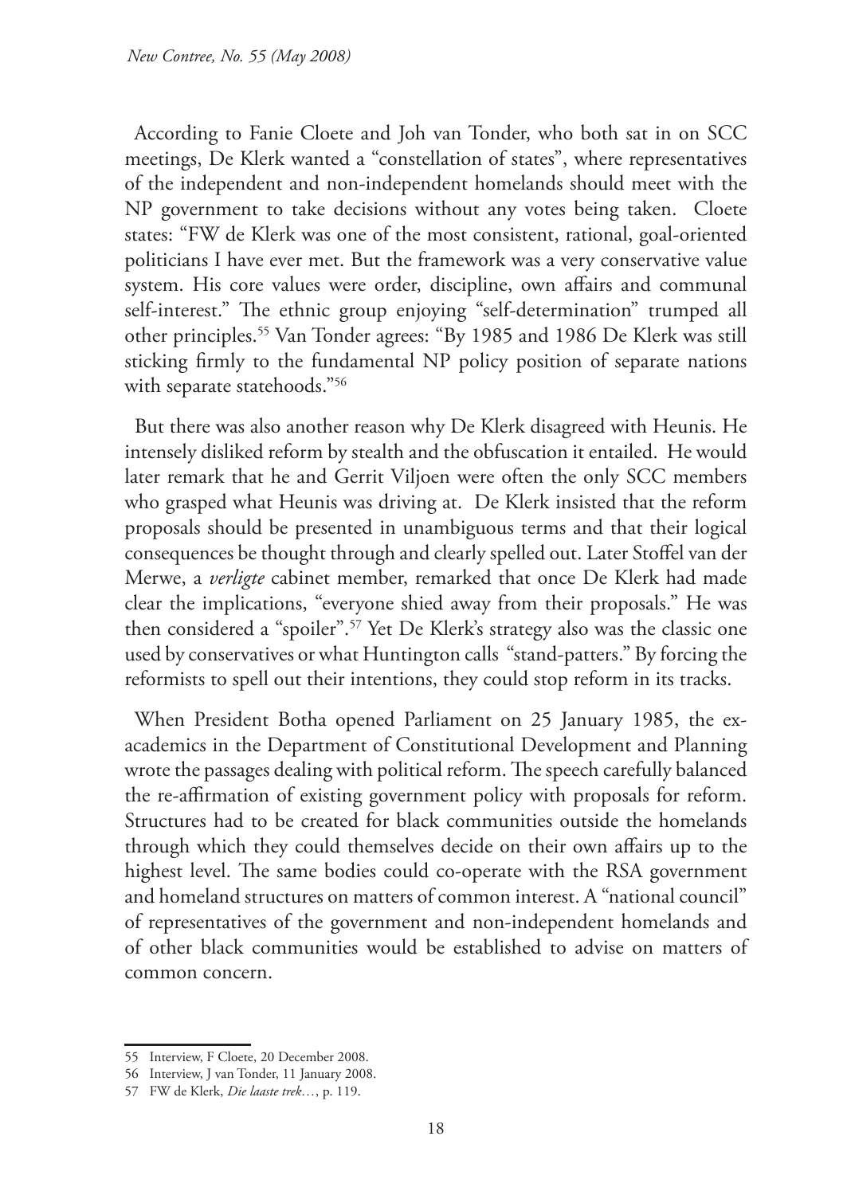According to Fanie Cloete and Joh van Tonder, who both sat in on SCC meetings, De Klerk wanted a "constellation of states", where representatives of the independent and non-independent homelands should meet with the NP government to take decisions without any votes being taken. Cloete states: "FW de Klerk was one of the most consistent, rational, goal-oriented politicians I have ever met. But the framework was a very conservative value system. His core values were order, discipline, own affairs and communal self-interest." The ethnic group enjoying "self-determination" trumped all other principles.[55] Van Tonder agrees: "By 1985 and 1986 De Klerk was still sticking firmly to the fundamental NP policy position of separate nations with separate statehoods."[56]

But there was also another reason why De Klerk disagreed with Heunis. He intensely disliked reform by stealth and the obfuscation it entailed. He would later remark that he and Gerrit Viljoen were often the only SCC members who grasped what Heunis was driving at. De Klerk insisted that the reform proposals should be presented in unambiguous terms and that their logical consequences be thought through and clearly spelled out. Later Stoffel van der Merwe, a *verligte* cabinet member, remarked that once De Klerk had made clear the implications, "everyone shied away from their proposals." He was then considered a "spoiler".[57] Yet De Klerk's strategy also was the classic one used by conservatives or what Huntington calls "stand-patters." By forcing the reformists to spell out their intentions, they could stop reform in its tracks.

When President Botha opened Parliament on 25 January 1985, the ex-academics in the Department of Constitutional Development and Planning wrote the passages dealing with political reform. The speech carefully balanced the re-affirmation of existing government policy with proposals for reform. Structures had to be created for black communities outside the homelands through which they could themselves decide on their own affairs up to the highest level. The same bodies could co-operate with the RSA government and homeland structures on matters of common interest. A "national council" of representatives of the government and non-independent homelands and of other black communities would be established to advise on matters of common concern.

55 Interview, F Cloete, 20 December 2008.

56 Interview, J van Tonder, 11 January 2008.

57 FW de Klerk, *Die laaste trek…*, p. 119.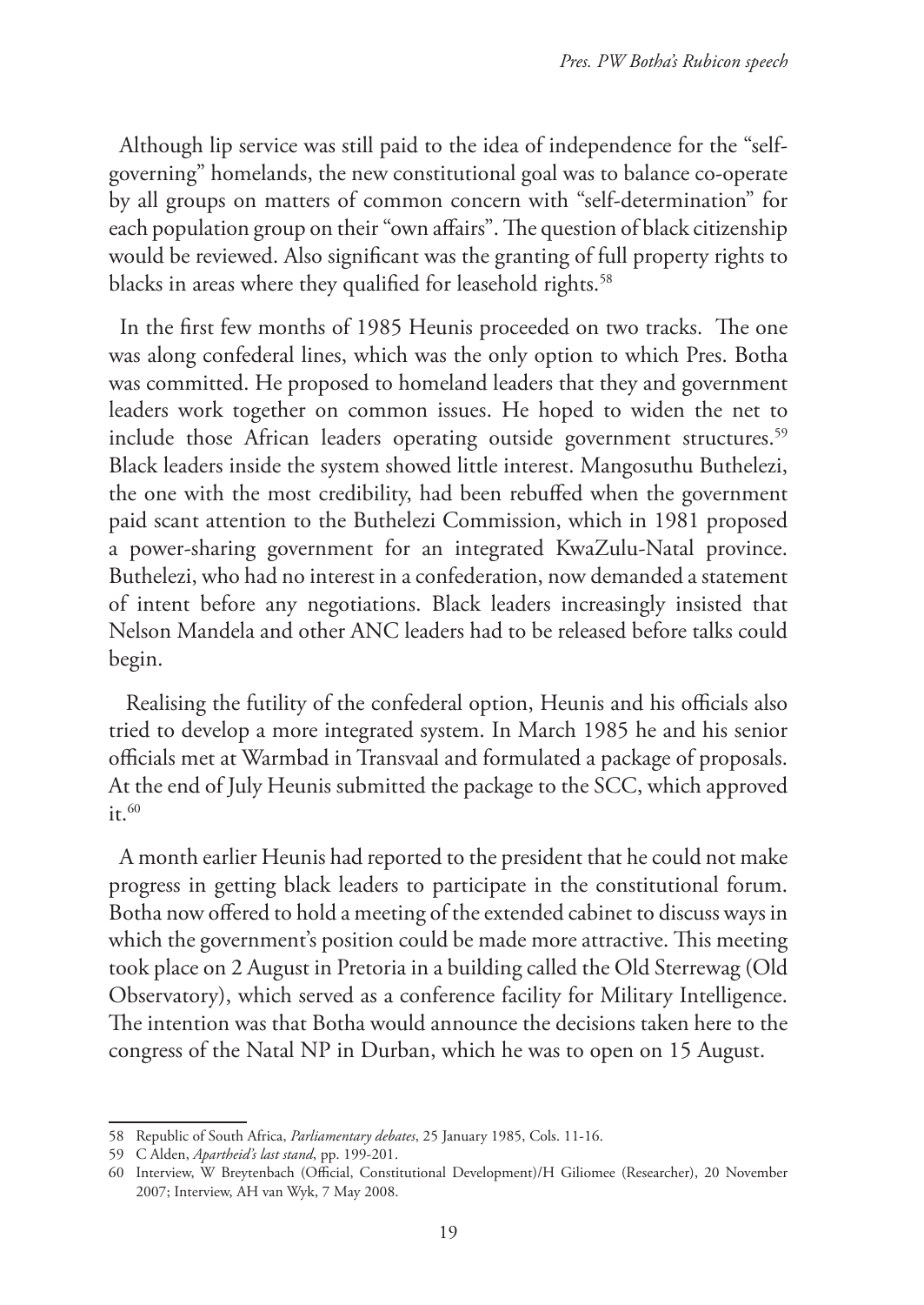Although lip service was still paid to the idea of independence for the "self-governing" homelands, the new constitutional goal was to balance co-operate by all groups on matters of common concern with "self-determination" for each population group on their "own affairs". The question of black citizenship would be reviewed. Also significant was the granting of full property rights to blacks in areas where they qualified for leasehold rights.[58]

In the first few months of 1985 Heunis proceeded on two tracks. The one was along confederal lines, which was the only option to which Pres. Botha was committed. He proposed to homeland leaders that they and government leaders work together on common issues. He hoped to widen the net to include those African leaders operating outside government structures.[59] Black leaders inside the system showed little interest. Mangosuthu Buthelezi, the one with the most credibility, had been rebuffed when the government paid scant attention to the Buthelezi Commission, which in 1981 proposed a power-sharing government for an integrated KwaZulu-Natal province. Buthelezi, who had no interest in a confederation, now demanded a statement of intent before any negotiations. Black leaders increasingly insisted that Nelson Mandela and other ANC leaders had to be released before talks could begin.

Realising the futility of the confederal option, Heunis and his officials also tried to develop a more integrated system. In March 1985 he and his senior officials met at Warmbad in Transvaal and formulated a package of proposals. At the end of July Heunis submitted the package to the SCC, which approved it.[60]

A month earlier Heunis had reported to the president that he could not make progress in getting black leaders to participate in the constitutional forum. Botha now offered to hold a meeting of the extended cabinet to discuss ways in which the government's position could be made more attractive. This meeting took place on 2 August in Pretoria in a building called the Old Sterrewag (Old Observatory), which served as a conference facility for Military Intelligence. The intention was that Botha would announce the decisions taken here to the congress of the Natal NP in Durban, which he was to open on 15 August.

---

58 Republic of South Africa, *Parliamentary debates*, 25 January 1985, Cols. 11-16.

59 C Alden, *Apartheid's last stand*, pp. 199-201.

60 Interview, W Breytenbach (Official, Constitutional Development)/H Giliomee (Researcher), 20 November 2007; Interview, AH van Wyk, 7 May 2008.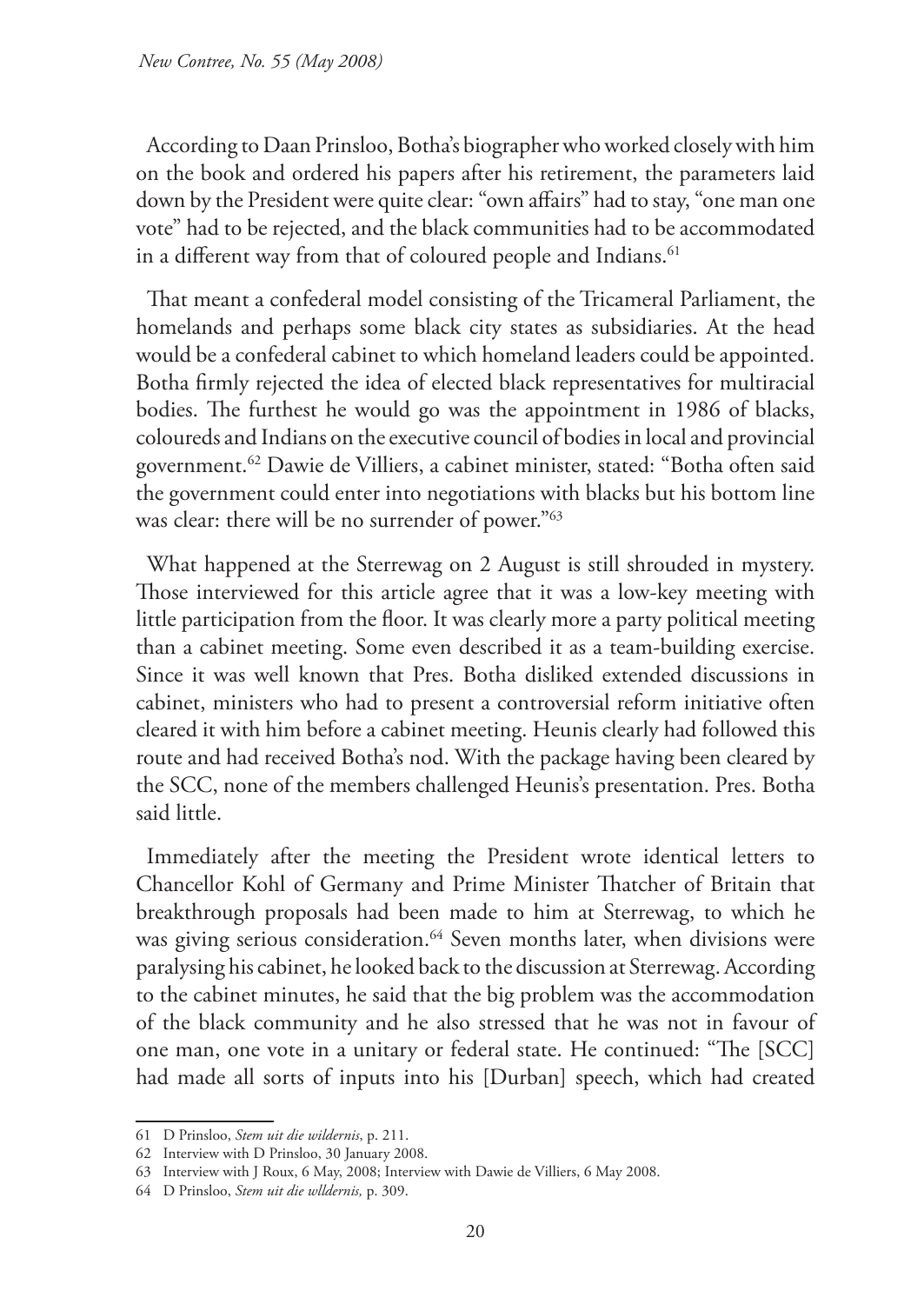According to Daan Prinsloo, Botha's biographer who worked closely with him on the book and ordered his papers after his retirement, the parameters laid down by the President were quite clear: "own affairs" had to stay, "one man one vote" had to be rejected, and the black communities had to be accommodated in a different way from that of coloured people and Indians.[61]

That meant a confederal model consisting of the Tricameral Parliament, the homelands and perhaps some black city states as subsidiaries. At the head would be a confederal cabinet to which homeland leaders could be appointed. Botha firmly rejected the idea of elected black representatives for multiracial bodies. The furthest he would go was the appointment in 1986 of blacks, coloureds and Indians on the executive council of bodies in local and provincial government.[62] Dawie de Villiers, a cabinet minister, stated: "Botha often said the government could enter into negotiations with blacks but his bottom line was clear: there will be no surrender of power."[63]

What happened at the Sterrewag on 2 August is still shrouded in mystery. Those interviewed for this article agree that it was a low-key meeting with little participation from the floor. It was clearly more a party political meeting than a cabinet meeting. Some even described it as a team-building exercise. Since it was well known that Pres. Botha disliked extended discussions in cabinet, ministers who had to present a controversial reform initiative often cleared it with him before a cabinet meeting. Heunis clearly had followed this route and had received Botha's nod. With the package having been cleared by the SCC, none of the members challenged Heunis's presentation. Pres. Botha said little.

Immediately after the meeting the President wrote identical letters to Chancellor Kohl of Germany and Prime Minister Thatcher of Britain that breakthrough proposals had been made to him at Sterrewag, to which he was giving serious consideration.[64] Seven months later, when divisions were paralysing his cabinet, he looked back to the discussion at Sterrewag. According to the cabinet minutes, he said that the big problem was the accommodation of the black community and he also stressed that he was not in favour of one man, one vote in a unitary or federal state. He continued: "The [SCC] had made all sorts of inputs into his [Durban] speech, which had created

---

61 D Prinsloo, *Stem uit die wildernis*, p. 211.

62 Interview with D Prinsloo, 30 January 2008.

63 Interview with J Roux, 6 May, 2008; Interview with Dawie de Villiers, 6 May 2008.

64 D Prinsloo, *Stem uit die wlldernis,* p. 309.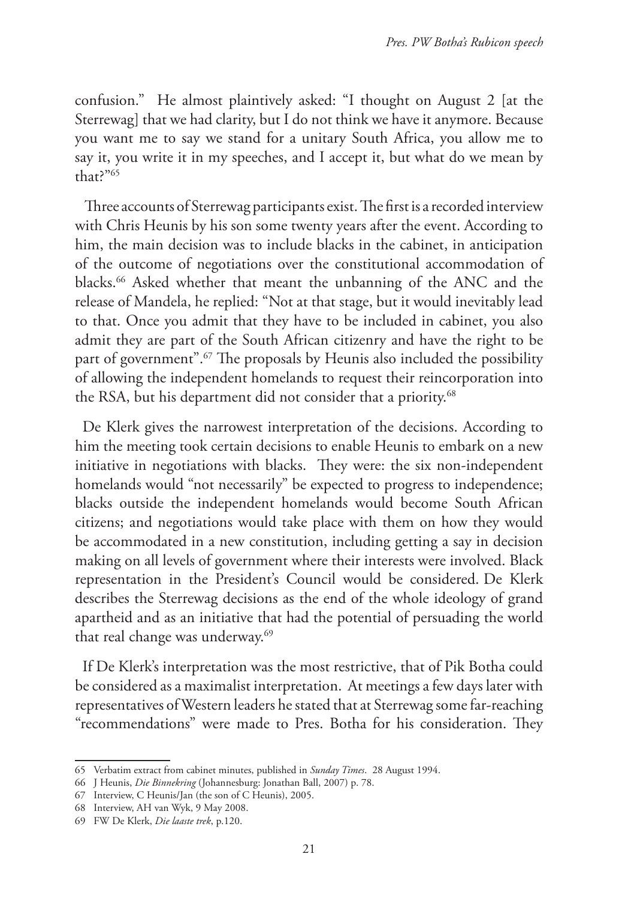confusion." He almost plaintively asked: "I thought on August 2 [at the Sterrewag] that we had clarity, but I do not think we have it anymore. Because you want me to say we stand for a unitary South Africa, you allow me to say it, you write it in my speeches, and I accept it, but what do we mean by that?"[65]

Three accounts of Sterrewag participants exist. The first is a recorded interview with Chris Heunis by his son some twenty years after the event. According to him, the main decision was to include blacks in the cabinet, in anticipation of the outcome of negotiations over the constitutional accommodation of blacks.[66] Asked whether that meant the unbanning of the ANC and the release of Mandela, he replied: "Not at that stage, but it would inevitably lead to that. Once you admit that they have to be included in cabinet, you also admit they are part of the South African citizenry and have the right to be part of government".[67] The proposals by Heunis also included the possibility of allowing the independent homelands to request their reincorporation into the RSA, but his department did not consider that a priority.[68]

De Klerk gives the narrowest interpretation of the decisions. According to him the meeting took certain decisions to enable Heunis to embark on a new initiative in negotiations with blacks. They were: the six non-independent homelands would "not necessarily" be expected to progress to independence; blacks outside the independent homelands would become South African citizens; and negotiations would take place with them on how they would be accommodated in a new constitution, including getting a say in decision making on all levels of government where their interests were involved. Black representation in the President's Council would be considered. De Klerk describes the Sterrewag decisions as the end of the whole ideology of grand apartheid and as an initiative that had the potential of persuading the world that real change was underway.[69]

If De Klerk's interpretation was the most restrictive, that of Pik Botha could be considered as a maximalist interpretation. At meetings a few days later with representatives of Western leaders he stated that at Sterrewag some far-reaching "recommendations" were made to Pres. Botha for his consideration. They

---

65 Verbatim extract from cabinet minutes, published in *Sunday Times*. 28 August 1994.

66 J Heunis, *Die Binnekring* (Johannesburg: Jonathan Ball, 2007) p. 78.

67 Interview, C Heunis/Jan (the son of C Heunis), 2005.

68 Interview, AH van Wyk, 9 May 2008.

69 FW De Klerk, *Die laaste trek*, p.120.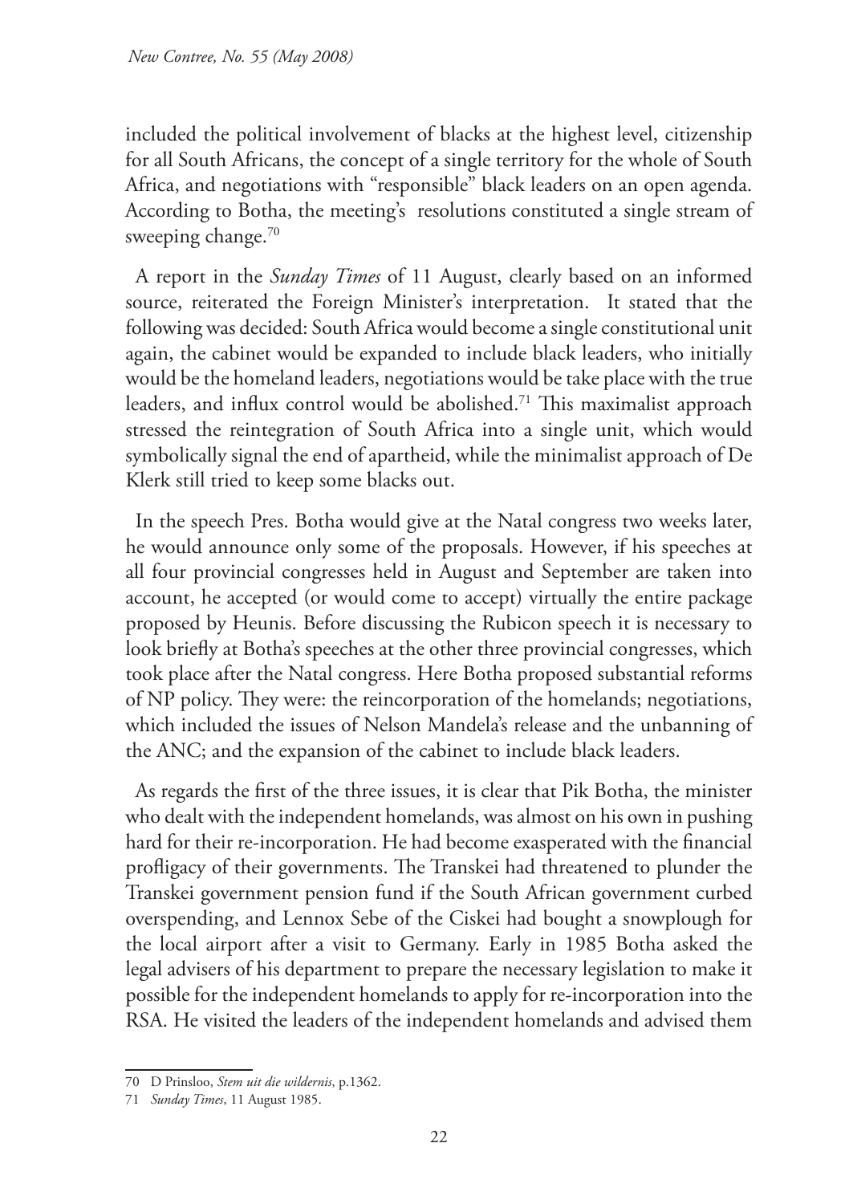included the political involvement of blacks at the highest level, citizenship for all South Africans, the concept of a single territory for the whole of South Africa, and negotiations with "responsible" black leaders on an open agenda. According to Botha, the meeting's resolutions constituted a single stream of sweeping change.[70]

A report in the *Sunday Times* of 11 August, clearly based on an informed source, reiterated the Foreign Minister's interpretation. It stated that the following was decided: South Africa would become a single constitutional unit again, the cabinet would be expanded to include black leaders, who initially would be the homeland leaders, negotiations would be take place with the true leaders, and influx control would be abolished.[71] This maximalist approach stressed the reintegration of South Africa into a single unit, which would symbolically signal the end of apartheid, while the minimalist approach of De Klerk still tried to keep some blacks out.

In the speech Pres. Botha would give at the Natal congress two weeks later, he would announce only some of the proposals. However, if his speeches at all four provincial congresses held in August and September are taken into account, he accepted (or would come to accept) virtually the entire package proposed by Heunis. Before discussing the Rubicon speech it is necessary to look briefly at Botha's speeches at the other three provincial congresses, which took place after the Natal congress. Here Botha proposed substantial reforms of NP policy. They were: the reincorporation of the homelands; negotiations, which included the issues of Nelson Mandela's release and the unbanning of the ANC; and the expansion of the cabinet to include black leaders.

As regards the first of the three issues, it is clear that Pik Botha, the minister who dealt with the independent homelands, was almost on his own in pushing hard for their re-incorporation. He had become exasperated with the financial profligacy of their governments. The Transkei had threatened to plunder the Transkei government pension fund if the South African government curbed overspending, and Lennox Sebe of the Ciskei had bought a snowplough for the local airport after a visit to Germany. Early in 1985 Botha asked the legal advisers of his department to prepare the necessary legislation to make it possible for the independent homelands to apply for re-incorporation into the RSA. He visited the leaders of the independent homelands and advised them

---

70 D Prinsloo, *Stem uit die wildernis*, p.1362.

71 *Sunday Times*, 11 August 1985.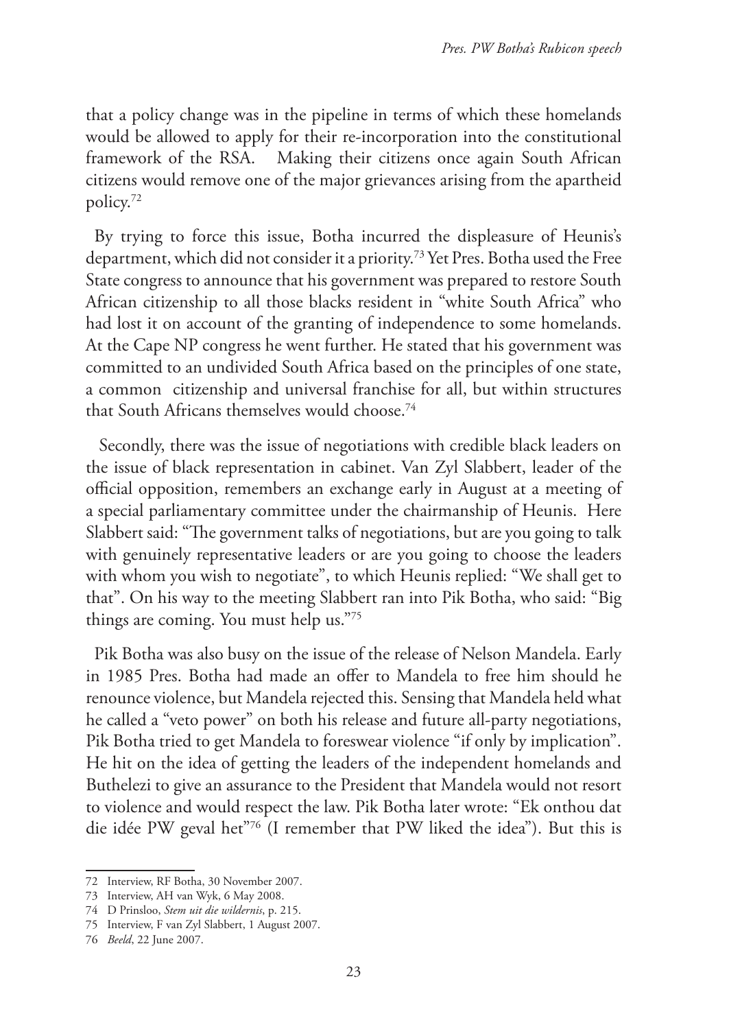that a policy change was in the pipeline in terms of which these homelands would be allowed to apply for their re-incorporation into the constitutional framework of the RSA. Making their citizens once again South African citizens would remove one of the major grievances arising from the apartheid policy.[72]

By trying to force this issue, Botha incurred the displeasure of Heunis's department, which did not consider it a priority.[73] Yet Pres. Botha used the Free State congress to announce that his government was prepared to restore South African citizenship to all those blacks resident in "white South Africa" who had lost it on account of the granting of independence to some homelands. At the Cape NP congress he went further. He stated that his government was committed to an undivided South Africa based on the principles of one state, a common citizenship and universal franchise for all, but within structures that South Africans themselves would choose.[74]

Secondly, there was the issue of negotiations with credible black leaders on the issue of black representation in cabinet. Van Zyl Slabbert, leader of the official opposition, remembers an exchange early in August at a meeting of a special parliamentary committee under the chairmanship of Heunis. Here Slabbert said: "The government talks of negotiations, but are you going to talk with genuinely representative leaders or are you going to choose the leaders with whom you wish to negotiate", to which Heunis replied: "We shall get to that". On his way to the meeting Slabbert ran into Pik Botha, who said: "Big things are coming. You must help us."[75]

Pik Botha was also busy on the issue of the release of Nelson Mandela. Early in 1985 Pres. Botha had made an offer to Mandela to free him should he renounce violence, but Mandela rejected this. Sensing that Mandela held what he called a "veto power" on both his release and future all-party negotiations, Pik Botha tried to get Mandela to foreswear violence "if only by implication". He hit on the idea of getting the leaders of the independent homelands and Buthelezi to give an assurance to the President that Mandela would not resort to violence and would respect the law. Pik Botha later wrote: "Ek onthou dat die idée PW geval het"[76] (I remember that PW liked the idea"). But this is

---

72 Interview, RF Botha, 30 November 2007.

73 Interview, AH van Wyk, 6 May 2008.

74 D Prinsloo, *Stem uit die wildernis*, p. 215.

75 Interview, F van Zyl Slabbert, 1 August 2007.

76 *Beeld*, 22 June 2007.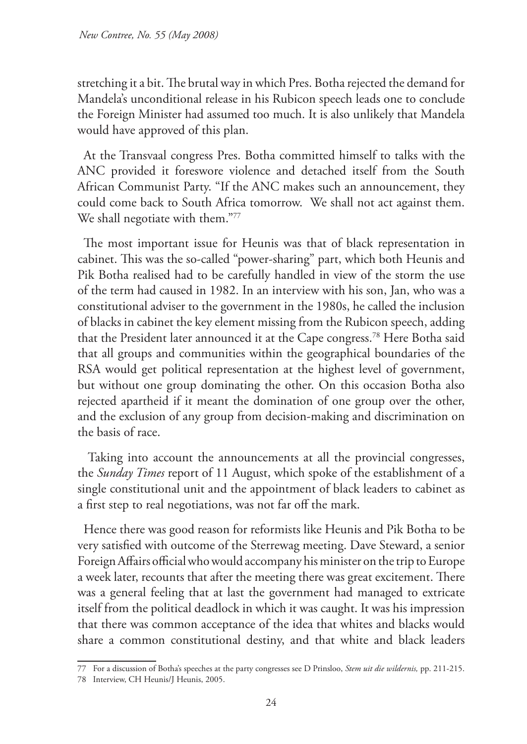stretching it a bit. The brutal way in which Pres. Botha rejected the demand for Mandela's unconditional release in his Rubicon speech leads one to conclude the Foreign Minister had assumed too much. It is also unlikely that Mandela would have approved of this plan.

At the Transvaal congress Pres. Botha committed himself to talks with the ANC provided it foreswore violence and detached itself from the South African Communist Party. "If the ANC makes such an announcement, they could come back to South Africa tomorrow. We shall not act against them. We shall negotiate with them."[77]

The most important issue for Heunis was that of black representation in cabinet. This was the so-called "power-sharing" part, which both Heunis and Pik Botha realised had to be carefully handled in view of the storm the use of the term had caused in 1982. In an interview with his son, Jan, who was a constitutional adviser to the government in the 1980s, he called the inclusion of blacks in cabinet the key element missing from the Rubicon speech, adding that the President later announced it at the Cape congress.[78] Here Botha said that all groups and communities within the geographical boundaries of the RSA would get political representation at the highest level of government, but without one group dominating the other. On this occasion Botha also rejected apartheid if it meant the domination of one group over the other, and the exclusion of any group from decision-making and discrimination on the basis of race.

Taking into account the announcements at all the provincial congresses, the *Sunday Times* report of 11 August, which spoke of the establishment of a single constitutional unit and the appointment of black leaders to cabinet as a first step to real negotiations, was not far off the mark.

Hence there was good reason for reformists like Heunis and Pik Botha to be very satisfied with outcome of the Sterrewag meeting. Dave Steward, a senior Foreign Affairs official who would accompany his minister on the trip to Europe a week later, recounts that after the meeting there was great excitement. There was a general feeling that at last the government had managed to extricate itself from the political deadlock in which it was caught. It was his impression that there was common acceptance of the idea that whites and blacks would share a common constitutional destiny, and that white and black leaders

---

77 For a discussion of Botha's speeches at the party congresses see D Prinsloo, *Stem uit die wildernis,* pp. 211-215.

78 Interview, CH Heunis/J Heunis, 2005.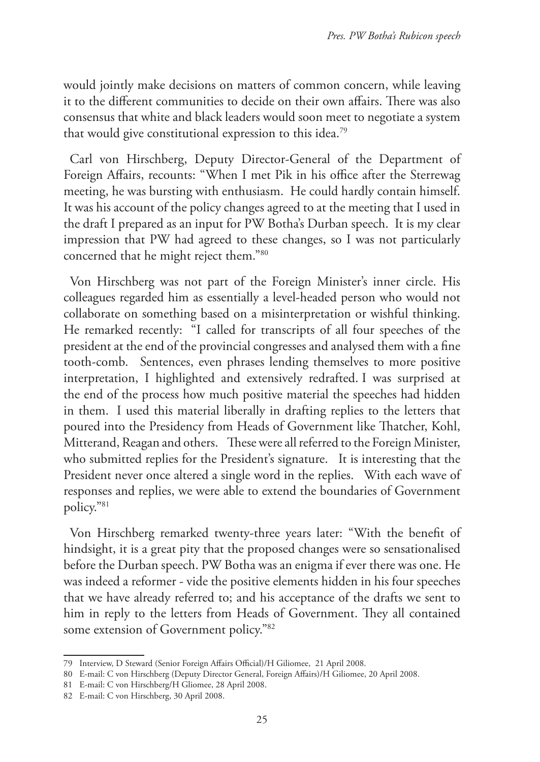would jointly make decisions on matters of common concern, while leaving it to the different communities to decide on their own affairs. There was also consensus that white and black leaders would soon meet to negotiate a system that would give constitutional expression to this idea.[79]

Carl von Hirschberg, Deputy Director-General of the Department of Foreign Affairs, recounts: "When I met Pik in his office after the Sterrewag meeting, he was bursting with enthusiasm. He could hardly contain himself. It was his account of the policy changes agreed to at the meeting that I used in the draft I prepared as an input for PW Botha's Durban speech. It is my clear impression that PW had agreed to these changes, so I was not particularly concerned that he might reject them."[80]

Von Hirschberg was not part of the Foreign Minister's inner circle. His colleagues regarded him as essentially a level-headed person who would not collaborate on something based on a misinterpretation or wishful thinking. He remarked recently: "I called for transcripts of all four speeches of the president at the end of the provincial congresses and analysed them with a fine tooth-comb. Sentences, even phrases lending themselves to more positive interpretation, I highlighted and extensively redrafted. I was surprised at the end of the process how much positive material the speeches had hidden in them. I used this material liberally in drafting replies to the letters that poured into the Presidency from Heads of Government like Thatcher, Kohl, Mitterand, Reagan and others. These were all referred to the Foreign Minister, who submitted replies for the President's signature. It is interesting that the President never once altered a single word in the replies. With each wave of responses and replies, we were able to extend the boundaries of Government policy."[81]

Von Hirschberg remarked twenty-three years later: "With the benefit of hindsight, it is a great pity that the proposed changes were so sensationalised before the Durban speech. PW Botha was an enigma if ever there was one. He was indeed a reformer - vide the positive elements hidden in his four speeches that we have already referred to; and his acceptance of the drafts we sent to him in reply to the letters from Heads of Government. They all contained some extension of Government policy."[82]

---

79 Interview, D Steward (Senior Foreign Affairs Official)/H Giliomee, 21 April 2008.

80 E-mail: C von Hirschberg (Deputy Director General, Foreign Affairs)/H Giliomee, 20 April 2008.

81 E-mail: C von Hirschberg/H Gliomee, 28 April 2008.

82 E-mail: C von Hirschberg, 30 April 2008.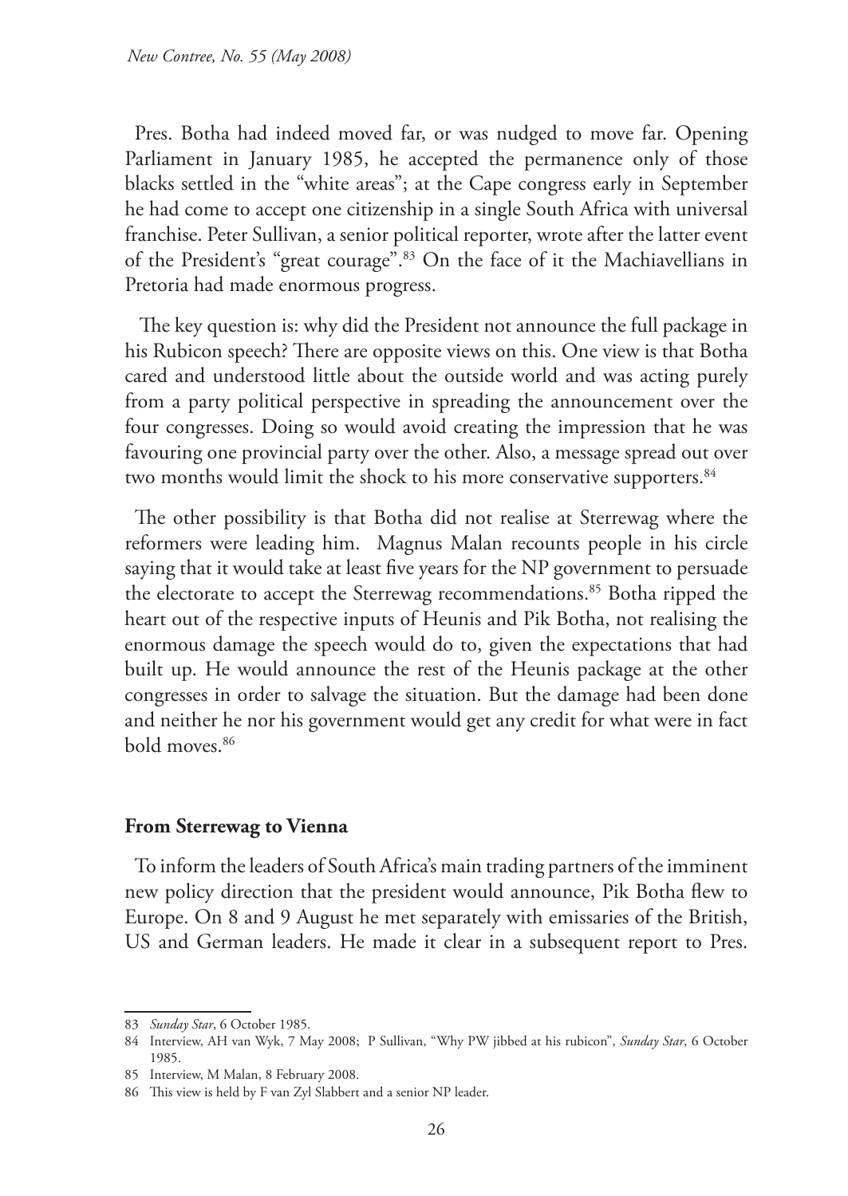Pres. Botha had indeed moved far, or was nudged to move far. Opening Parliament in January 1985, he accepted the permanence only of those blacks settled in the "white areas"; at the Cape congress early in September he had come to accept one citizenship in a single South Africa with universal franchise. Peter Sullivan, a senior political reporter, wrote after the latter event of the President's "great courage".[83] On the face of it the Machiavellians in Pretoria had made enormous progress.

The key question is: why did the President not announce the full package in his Rubicon speech? There are opposite views on this. One view is that Botha cared and understood little about the outside world and was acting purely from a party political perspective in spreading the announcement over the four congresses. Doing so would avoid creating the impression that he was favouring one provincial party over the other. Also, a message spread out over two months would limit the shock to his more conservative supporters.[84]

The other possibility is that Botha did not realise at Sterrewag where the reformers were leading him. Magnus Malan recounts people in his circle saying that it would take at least five years for the NP government to persuade the electorate to accept the Sterrewag recommendations.[85] Botha ripped the heart out of the respective inputs of Heunis and Pik Botha, not realising the enormous damage the speech would do to, given the expectations that had built up. He would announce the rest of the Heunis package at the other congresses in order to salvage the situation. But the damage had been done and neither he nor his government would get any credit for what were in fact bold moves.[86]

## From Sterrewag to Vienna

To inform the leaders of South Africa's main trading partners of the imminent new policy direction that the president would announce, Pik Botha flew to Europe. On 8 and 9 August he met separately with emissaries of the British, US and German leaders. He made it clear in a subsequent report to Pres.

---

83 *Sunday Star*, 6 October 1985.

84 Interview, AH van Wyk, 7 May 2008; P Sullivan, "Why PW jibbed at his rubicon", *Sunday Star*, 6 October 1985.

85 Interview, M Malan, 8 February 2008.

86 This view is held by F van Zyl Slabbert and a senior NP leader.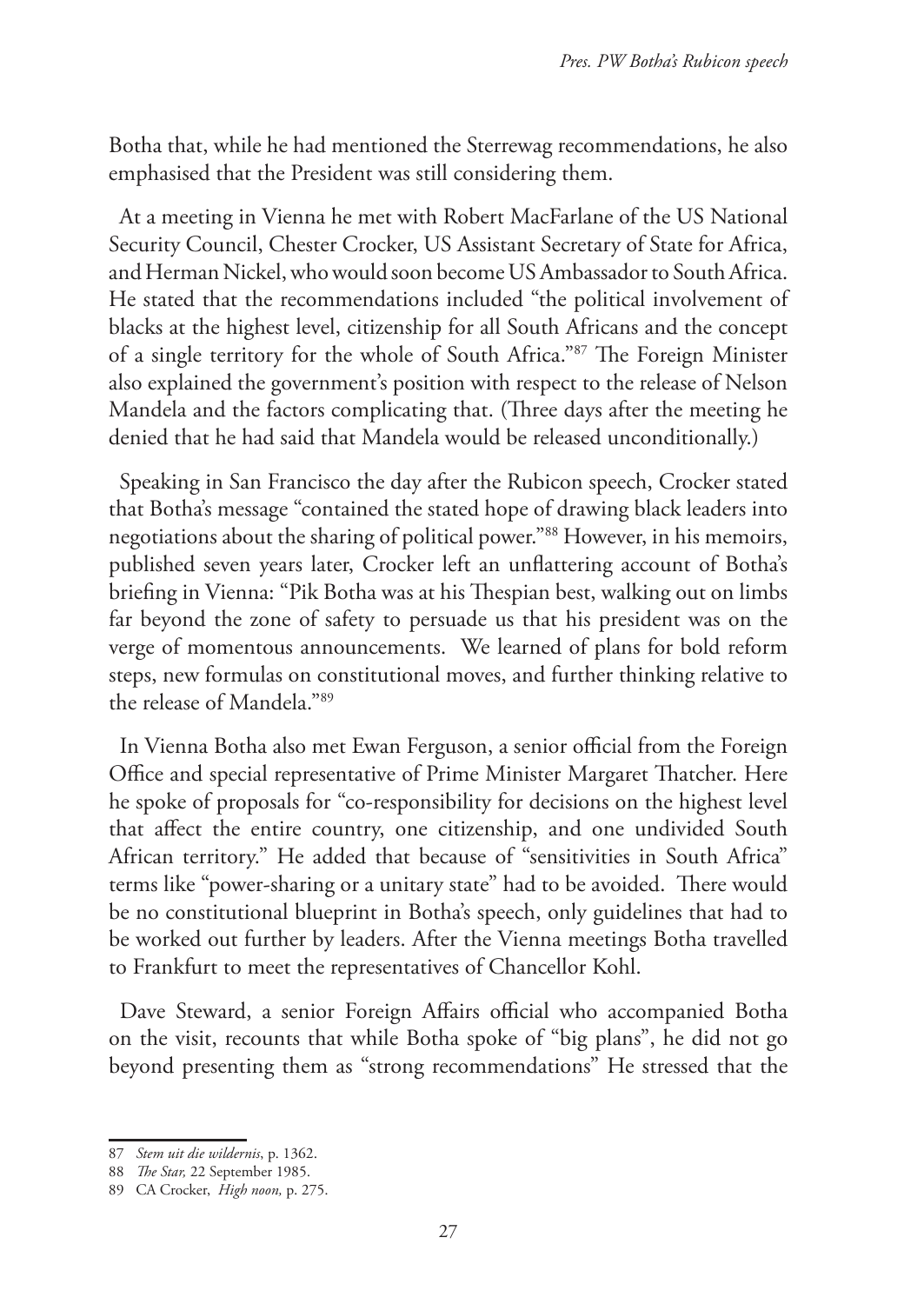Botha that, while he had mentioned the Sterrewag recommendations, he also emphasised that the President was still considering them.

At a meeting in Vienna he met with Robert MacFarlane of the US National Security Council, Chester Crocker, US Assistant Secretary of State for Africa, and Herman Nickel, who would soon become US Ambassador to South Africa. He stated that the recommendations included "the political involvement of blacks at the highest level, citizenship for all South Africans and the concept of a single territory for the whole of South Africa."[87] The Foreign Minister also explained the government's position with respect to the release of Nelson Mandela and the factors complicating that. (Three days after the meeting he denied that he had said that Mandela would be released unconditionally.)

Speaking in San Francisco the day after the Rubicon speech, Crocker stated that Botha's message "contained the stated hope of drawing black leaders into negotiations about the sharing of political power."[88] However, in his memoirs, published seven years later, Crocker left an unflattering account of Botha's briefing in Vienna: "Pik Botha was at his Thespian best, walking out on limbs far beyond the zone of safety to persuade us that his president was on the verge of momentous announcements. We learned of plans for bold reform steps, new formulas on constitutional moves, and further thinking relative to the release of Mandela."[89]

In Vienna Botha also met Ewan Ferguson, a senior official from the Foreign Office and special representative of Prime Minister Margaret Thatcher. Here he spoke of proposals for "co-responsibility for decisions on the highest level that affect the entire country, one citizenship, and one undivided South African territory." He added that because of "sensitivities in South Africa" terms like "power-sharing or a unitary state" had to be avoided. There would be no constitutional blueprint in Botha's speech, only guidelines that had to be worked out further by leaders. After the Vienna meetings Botha travelled to Frankfurt to meet the representatives of Chancellor Kohl.

Dave Steward, a senior Foreign Affairs official who accompanied Botha on the visit, recounts that while Botha spoke of "big plans", he did not go beyond presenting them as "strong recommendations" He stressed that the

---

87 *Stem uit die wildernis*, p. 1362.

88 *The Star,* 22 September 1985.

89 CA Crocker, *High noon,* p. 275.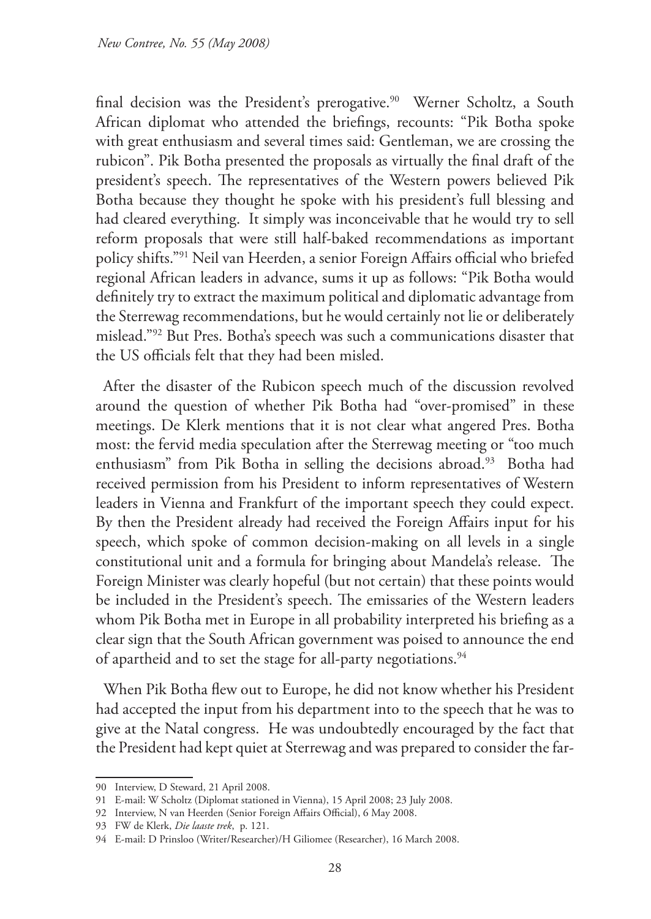final decision was the President's prerogative.[90] Werner Scholtz, a South African diplomat who attended the briefings, recounts: "Pik Botha spoke with great enthusiasm and several times said: Gentleman, we are crossing the rubicon". Pik Botha presented the proposals as virtually the final draft of the president's speech. The representatives of the Western powers believed Pik Botha because they thought he spoke with his president's full blessing and had cleared everything. It simply was inconceivable that he would try to sell reform proposals that were still half-baked recommendations as important policy shifts."[91] Neil van Heerden, a senior Foreign Affairs official who briefed regional African leaders in advance, sums it up as follows: "Pik Botha would definitely try to extract the maximum political and diplomatic advantage from the Sterrewag recommendations, but he would certainly not lie or deliberately mislead."[92] But Pres. Botha's speech was such a communications disaster that the US officials felt that they had been misled.

After the disaster of the Rubicon speech much of the discussion revolved around the question of whether Pik Botha had "over-promised" in these meetings. De Klerk mentions that it is not clear what angered Pres. Botha most: the fervid media speculation after the Sterrewag meeting or "too much enthusiasm" from Pik Botha in selling the decisions abroad.[93] Botha had received permission from his President to inform representatives of Western leaders in Vienna and Frankfurt of the important speech they could expect. By then the President already had received the Foreign Affairs input for his speech, which spoke of common decision-making on all levels in a single constitutional unit and a formula for bringing about Mandela's release. The Foreign Minister was clearly hopeful (but not certain) that these points would be included in the President's speech. The emissaries of the Western leaders whom Pik Botha met in Europe in all probability interpreted his briefing as a clear sign that the South African government was poised to announce the end of apartheid and to set the stage for all-party negotiations.[94]

When Pik Botha flew out to Europe, he did not know whether his President had accepted the input from his department into to the speech that he was to give at the Natal congress. He was undoubtedly encouraged by the fact that the President had kept quiet at Sterrewag and was prepared to consider the far-

---

90 Interview, D Steward, 21 April 2008.

91 E-mail: W Scholtz (Diplomat stationed in Vienna), 15 April 2008; 23 July 2008.

92 Interview, N van Heerden (Senior Foreign Affairs Official), 6 May 2008.

93 FW de Klerk, *Die laaste trek*, p. 121.

94 E-mail: D Prinsloo (Writer/Researcher)/H Giliomee (Researcher), 16 March 2008.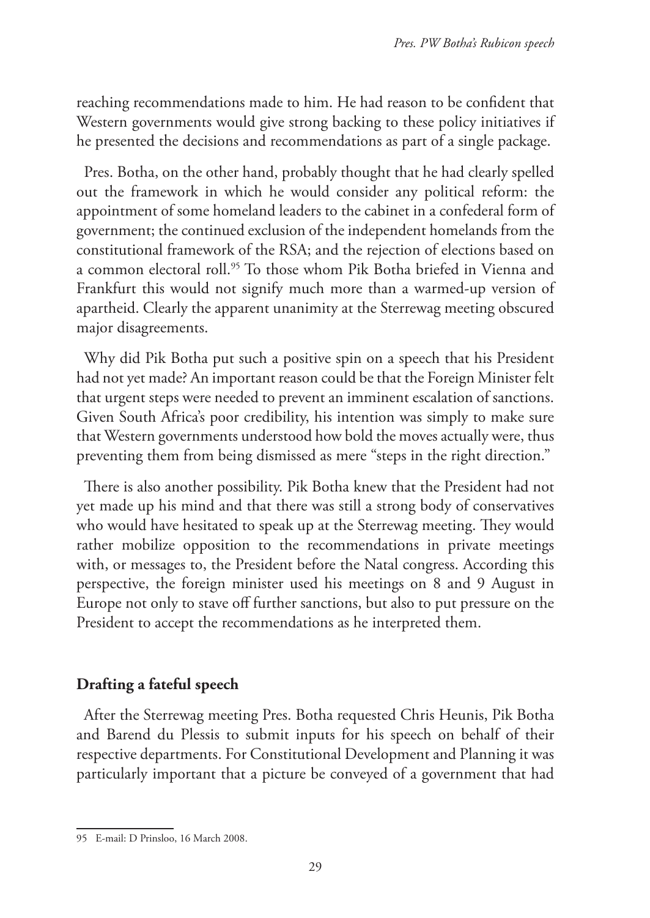reaching recommendations made to him. He had reason to be confident that Western governments would give strong backing to these policy initiatives if he presented the decisions and recommendations as part of a single package.

Pres. Botha, on the other hand, probably thought that he had clearly spelled out the framework in which he would consider any political reform: the appointment of some homeland leaders to the cabinet in a confederal form of government; the continued exclusion of the independent homelands from the constitutional framework of the RSA; and the rejection of elections based on a common electoral roll.[95] To those whom Pik Botha briefed in Vienna and Frankfurt this would not signify much more than a warmed-up version of apartheid. Clearly the apparent unanimity at the Sterrewag meeting obscured major disagreements.

Why did Pik Botha put such a positive spin on a speech that his President had not yet made? An important reason could be that the Foreign Minister felt that urgent steps were needed to prevent an imminent escalation of sanctions. Given South Africa's poor credibility, his intention was simply to make sure that Western governments understood how bold the moves actually were, thus preventing them from being dismissed as mere "steps in the right direction."

There is also another possibility. Pik Botha knew that the President had not yet made up his mind and that there was still a strong body of conservatives who would have hesitated to speak up at the Sterrewag meeting. They would rather mobilize opposition to the recommendations in private meetings with, or messages to, the President before the Natal congress. According this perspective, the foreign minister used his meetings on 8 and 9 August in Europe not only to stave off further sanctions, but also to put pressure on the President to accept the recommendations as he interpreted them.

## Drafting a fateful speech

After the Sterrewag meeting Pres. Botha requested Chris Heunis, Pik Botha and Barend du Plessis to submit inputs for his speech on behalf of their respective departments. For Constitutional Development and Planning it was particularly important that a picture be conveyed of a government that had

95 E-mail: D Prinsloo, 16 March 2008.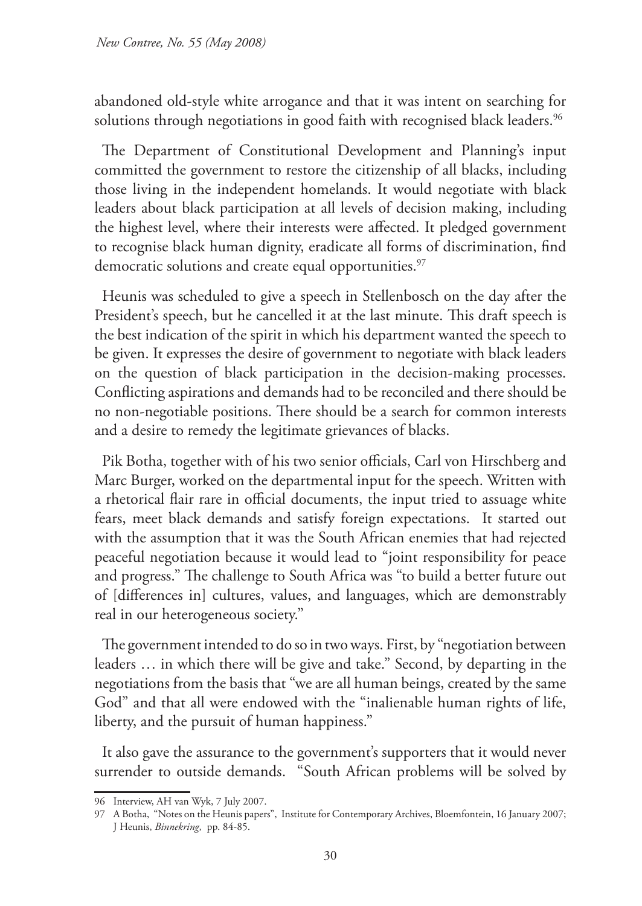abandoned old-style white arrogance and that it was intent on searching for solutions through negotiations in good faith with recognised black leaders.[96]

The Department of Constitutional Development and Planning's input committed the government to restore the citizenship of all blacks, including those living in the independent homelands. It would negotiate with black leaders about black participation at all levels of decision making, including the highest level, where their interests were affected. It pledged government to recognise black human dignity, eradicate all forms of discrimination, find democratic solutions and create equal opportunities.[97]

Heunis was scheduled to give a speech in Stellenbosch on the day after the President's speech, but he cancelled it at the last minute. This draft speech is the best indication of the spirit in which his department wanted the speech to be given. It expresses the desire of government to negotiate with black leaders on the question of black participation in the decision-making processes. Conflicting aspirations and demands had to be reconciled and there should be no non-negotiable positions. There should be a search for common interests and a desire to remedy the legitimate grievances of blacks.

Pik Botha, together with of his two senior officials, Carl von Hirschberg and Marc Burger, worked on the departmental input for the speech. Written with a rhetorical flair rare in official documents, the input tried to assuage white fears, meet black demands and satisfy foreign expectations. It started out with the assumption that it was the South African enemies that had rejected peaceful negotiation because it would lead to "joint responsibility for peace and progress." The challenge to South Africa was "to build a better future out of [differences in] cultures, values, and languages, which are demonstrably real in our heterogeneous society."

The government intended to do so in two ways. First, by "negotiation between leaders … in which there will be give and take." Second, by departing in the negotiations from the basis that "we are all human beings, created by the same God" and that all were endowed with the "inalienable human rights of life, liberty, and the pursuit of human happiness."

It also gave the assurance to the government's supporters that it would never surrender to outside demands. "South African problems will be solved by

---

96 Interview, AH van Wyk, 7 July 2007.

97 A Botha, "Notes on the Heunis papers", Institute for Contemporary Archives, Bloemfontein, 16 January 2007; J Heunis, *Binnekring*, pp. 84-85.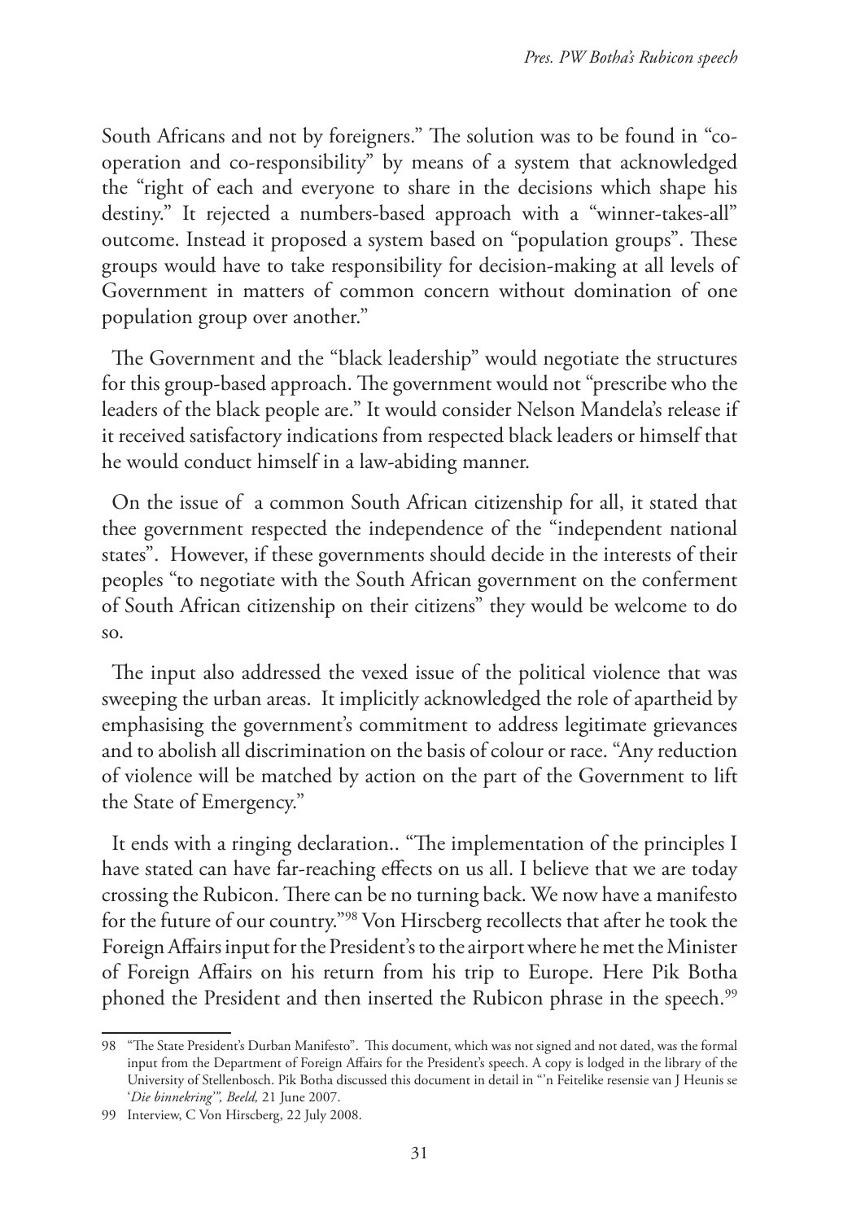South Africans and not by foreigners." The solution was to be found in "co-operation and co-responsibility" by means of a system that acknowledged the "right of each and everyone to share in the decisions which shape his destiny." It rejected a numbers-based approach with a "winner-takes-all" outcome. Instead it proposed a system based on "population groups". These groups would have to take responsibility for decision-making at all levels of Government in matters of common concern without domination of one population group over another."

The Government and the "black leadership" would negotiate the structures for this group-based approach. The government would not "prescribe who the leaders of the black people are." It would consider Nelson Mandela's release if it received satisfactory indications from respected black leaders or himself that he would conduct himself in a law-abiding manner.

On the issue of a common South African citizenship for all, it stated that thee government respected the independence of the "independent national states". However, if these governments should decide in the interests of their peoples "to negotiate with the South African government on the conferment of South African citizenship on their citizens" they would be welcome to do so.

The input also addressed the vexed issue of the political violence that was sweeping the urban areas. It implicitly acknowledged the role of apartheid by emphasising the government's commitment to address legitimate grievances and to abolish all discrimination on the basis of colour or race. "Any reduction of violence will be matched by action on the part of the Government to lift the State of Emergency."

It ends with a ringing declaration.. "The implementation of the principles I have stated can have far-reaching effects on us all. I believe that we are today crossing the Rubicon. There can be no turning back. We now have a manifesto for the future of our country."[98] Von Hirscberg recollects that after he took the Foreign Affairs input for the President's to the airport where he met the Minister of Foreign Affairs on his return from his trip to Europe. Here Pik Botha phoned the President and then inserted the Rubicon phrase in the speech.[99]

---

98 "The State President's Durban Manifesto". This document, which was not signed and not dated, was the formal input from the Department of Foreign Affairs for the President's speech. A copy is lodged in the library of the University of Stellenbosch. Pik Botha discussed this document in detail in "'n Feitelike resensie van J Heunis se '*Die binnekring*'", *Beeld,* 21 June 2007.

99 Interview, C Von Hirscberg, 22 July 2008.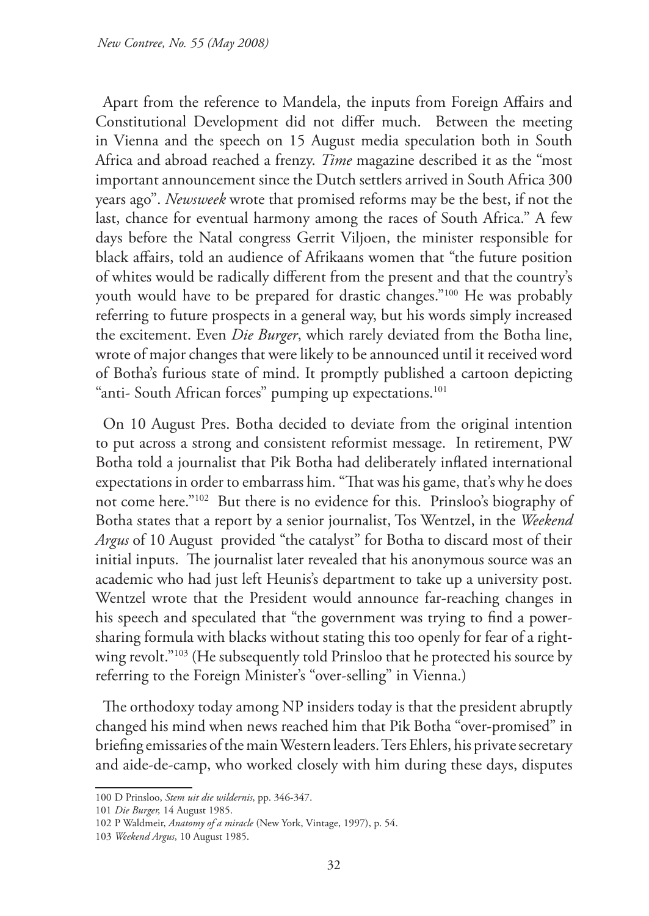Apart from the reference to Mandela, the inputs from Foreign Affairs and Constitutional Development did not differ much. Between the meeting in Vienna and the speech on 15 August media speculation both in South Africa and abroad reached a frenzy. *Time* magazine described it as the "most important announcement since the Dutch settlers arrived in South Africa 300 years ago". *Newsweek* wrote that promised reforms may be the best, if not the last, chance for eventual harmony among the races of South Africa." A few days before the Natal congress Gerrit Viljoen, the minister responsible for black affairs, told an audience of Afrikaans women that "the future position of whites would be radically different from the present and that the country's youth would have to be prepared for drastic changes."[100] He was probably referring to future prospects in a general way, but his words simply increased the excitement. Even *Die Burger*, which rarely deviated from the Botha line, wrote of major changes that were likely to be announced until it received word of Botha's furious state of mind. It promptly published a cartoon depicting "anti- South African forces" pumping up expectations.[101]

On 10 August Pres. Botha decided to deviate from the original intention to put across a strong and consistent reformist message. In retirement, PW Botha told a journalist that Pik Botha had deliberately inflated international expectations in order to embarrass him. "That was his game, that's why he does not come here."[102] But there is no evidence for this. Prinsloo's biography of Botha states that a report by a senior journalist, Tos Wentzel, in the *Weekend Argus* of 10 August provided "the catalyst" for Botha to discard most of their initial inputs. The journalist later revealed that his anonymous source was an academic who had just left Heunis's department to take up a university post. Wentzel wrote that the President would announce far-reaching changes in his speech and speculated that "the government was trying to find a power-sharing formula with blacks without stating this too openly for fear of a right-wing revolt."[103] (He subsequently told Prinsloo that he protected his source by referring to the Foreign Minister's "over-selling" in Vienna.)

The orthodoxy today among NP insiders today is that the president abruptly changed his mind when news reached him that Pik Botha "over-promised" in briefing emissaries of the main Western leaders. Ters Ehlers, his private secretary and aide-de-camp, who worked closely with him during these days, disputes

---

100 D Prinsloo, *Stem uit die wildernis*, pp. 346-347.

101 *Die Burger,* 14 August 1985.

102 P Waldmeir, *Anatomy of a miracle* (New York, Vintage, 1997), p. 54.

103 *Weekend Argus*, 10 August 1985.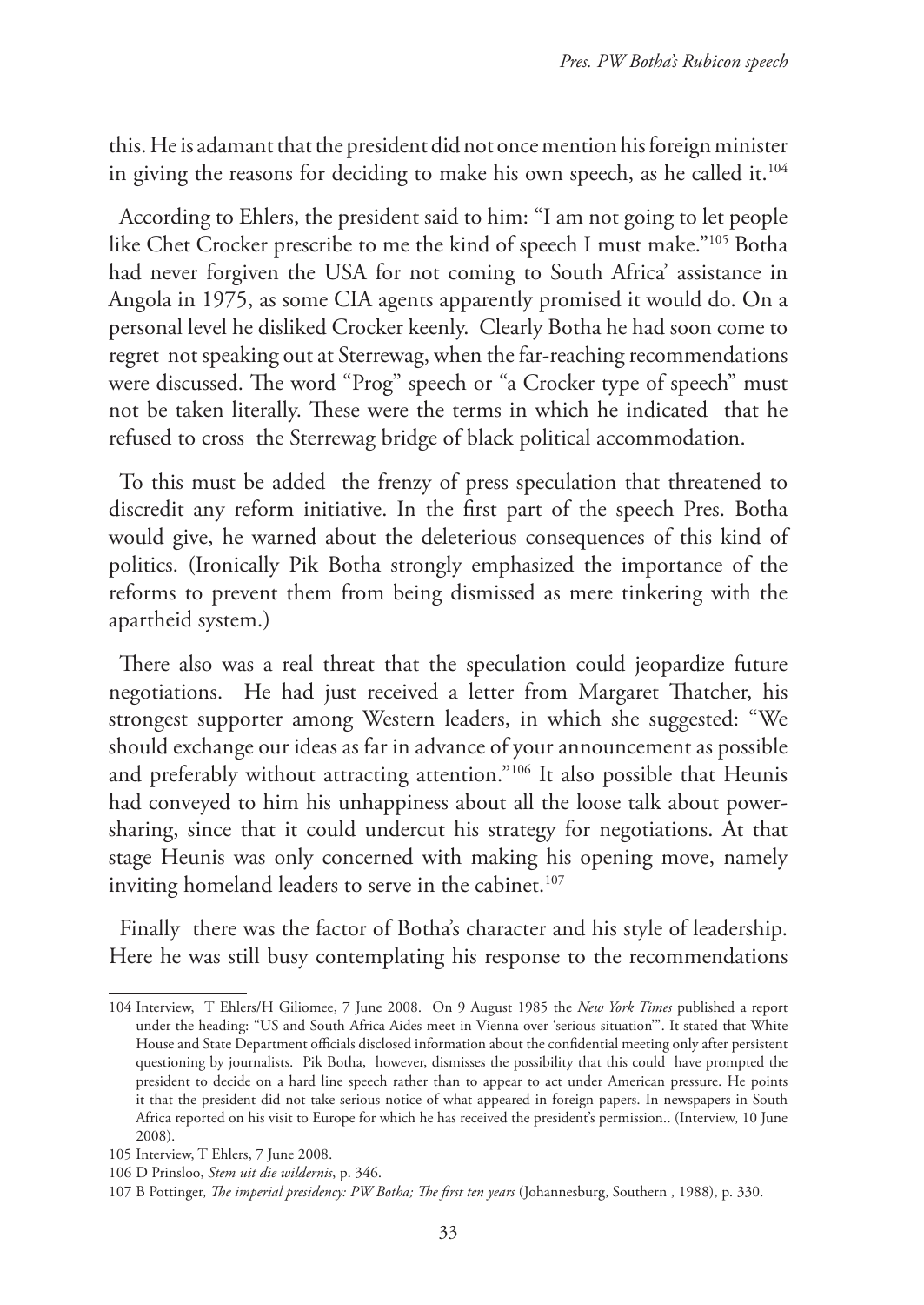this. He is adamant that the president did not once mention his foreign minister in giving the reasons for deciding to make his own speech, as he called it.[104]

According to Ehlers, the president said to him: "I am not going to let people like Chet Crocker prescribe to me the kind of speech I must make."[105] Botha had never forgiven the USA for not coming to South Africa' assistance in Angola in 1975, as some CIA agents apparently promised it would do. On a personal level he disliked Crocker keenly. Clearly Botha he had soon come to regret not speaking out at Sterrewag, when the far-reaching recommendations were discussed. The word "Prog" speech or "a Crocker type of speech" must not be taken literally. These were the terms in which he indicated that he refused to cross the Sterrewag bridge of black political accommodation.

To this must be added the frenzy of press speculation that threatened to discredit any reform initiative. In the first part of the speech Pres. Botha would give, he warned about the deleterious consequences of this kind of politics. (Ironically Pik Botha strongly emphasized the importance of the reforms to prevent them from being dismissed as mere tinkering with the apartheid system.)

There also was a real threat that the speculation could jeopardize future negotiations. He had just received a letter from Margaret Thatcher, his strongest supporter among Western leaders, in which she suggested: "We should exchange our ideas as far in advance of your announcement as possible and preferably without attracting attention."[106] It also possible that Heunis had conveyed to him his unhappiness about all the loose talk about power-sharing, since that it could undercut his strategy for negotiations. At that stage Heunis was only concerned with making his opening move, namely inviting homeland leaders to serve in the cabinet.[107]

Finally there was the factor of Botha's character and his style of leadership. Here he was still busy contemplating his response to the recommendations

---

104 Interview, T Ehlers/H Giliomee, 7 June 2008. On 9 August 1985 the *New York Times* published a report under the heading: "US and South Africa Aides meet in Vienna over 'serious situation'". It stated that White House and State Department officials disclosed information about the confidential meeting only after persistent questioning by journalists. Pik Botha, however, dismisses the possibility that this could have prompted the president to decide on a hard line speech rather than to appear to act under American pressure. He points it that the president did not take serious notice of what appeared in foreign papers. In newspapers in South Africa reported on his visit to Europe for which he has received the president's permission.. (Interview, 10 June 2008).

105 Interview, T Ehlers, 7 June 2008.

106 D Prinsloo, *Stem uit die wildernis*, p. 346.

107 B Pottinger, *The imperial presidency: PW Botha; The first ten years* (Johannesburg, Southern , 1988), p. 330.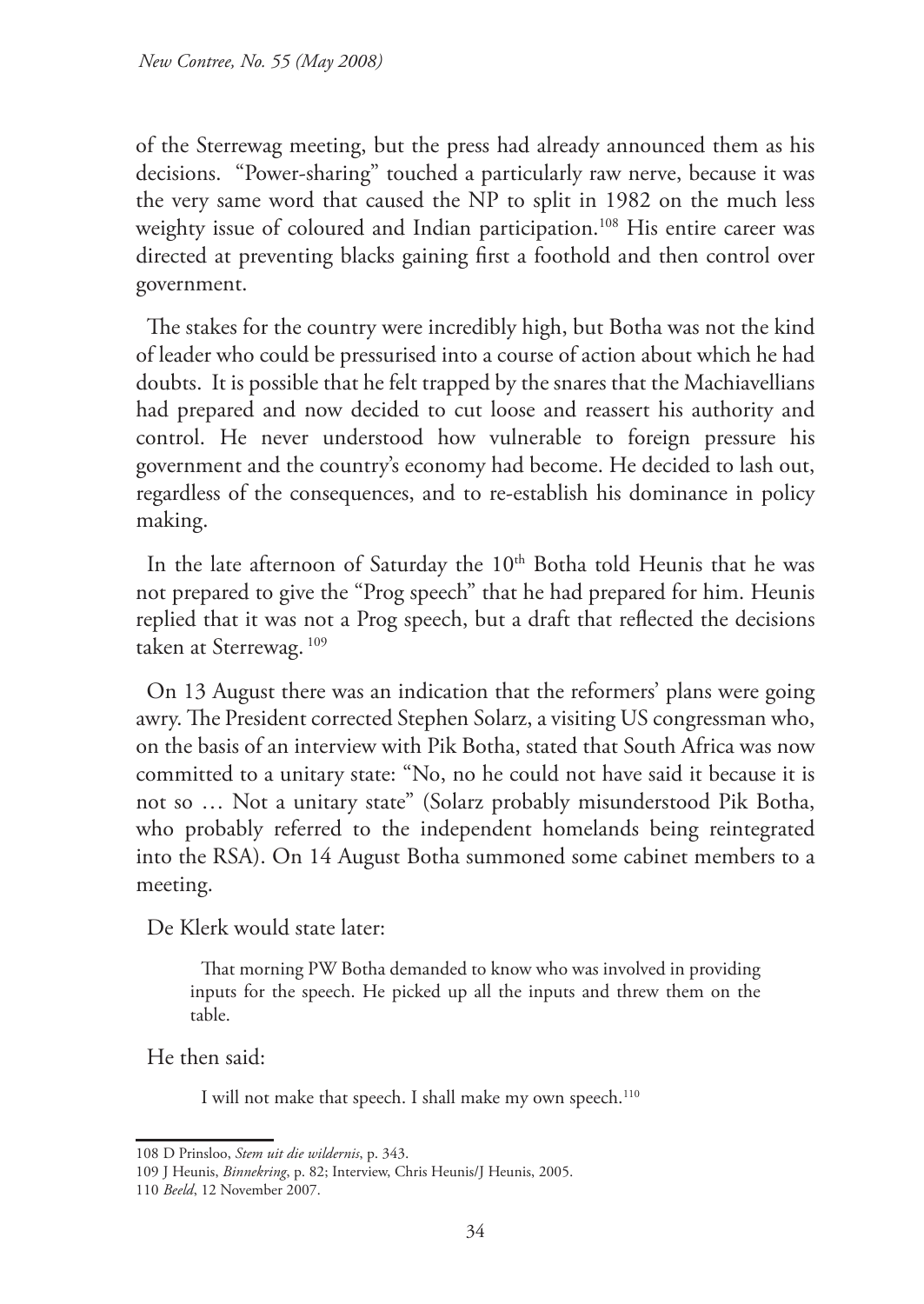of the Sterrewag meeting, but the press had already announced them as his decisions. "Power-sharing" touched a particularly raw nerve, because it was the very same word that caused the NP to split in 1982 on the much less weighty issue of coloured and Indian participation.[108] His entire career was directed at preventing blacks gaining first a foothold and then control over government.

The stakes for the country were incredibly high, but Botha was not the kind of leader who could be pressurised into a course of action about which he had doubts. It is possible that he felt trapped by the snares that the Machiavellians had prepared and now decided to cut loose and reassert his authority and control. He never understood how vulnerable to foreign pressure his government and the country's economy had become. He decided to lash out, regardless of the consequences, and to re-establish his dominance in policy making.

In the late afternoon of Saturday the 10th Botha told Heunis that he was not prepared to give the "Prog speech" that he had prepared for him. Heunis replied that it was not a Prog speech, but a draft that reflected the decisions taken at Sterrewag.[109]

On 13 August there was an indication that the reformers' plans were going awry. The President corrected Stephen Solarz, a visiting US congressman who, on the basis of an interview with Pik Botha, stated that South Africa was now committed to a unitary state: "No, no he could not have said it because it is not so … Not a unitary state" (Solarz probably misunderstood Pik Botha, who probably referred to the independent homelands being reintegrated into the RSA). On 14 August Botha summoned some cabinet members to a meeting.

De Klerk would state later:

> That morning PW Botha demanded to know who was involved in providing inputs for the speech. He picked up all the inputs and threw them on the table.

He then said:

> I will not make that speech. I shall make my own speech.[110]

---

108 D Prinsloo, *Stem uit die wildernis*, p. 343.

109 J Heunis, *Binnekring*, p. 82; Interview, Chris Heunis/J Heunis, 2005.

110 *Beeld*, 12 November 2007.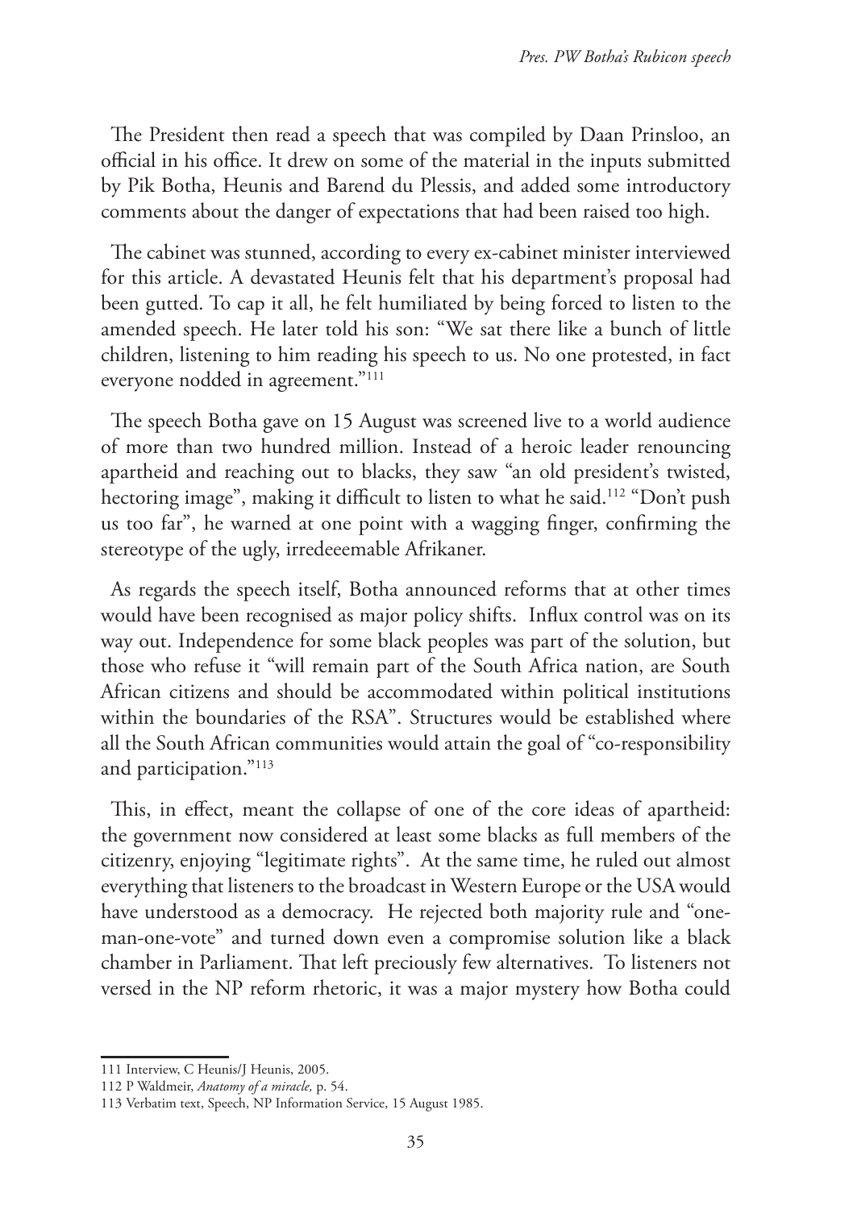The President then read a speech that was compiled by Daan Prinsloo, an official in his office. It drew on some of the material in the inputs submitted by Pik Botha, Heunis and Barend du Plessis, and added some introductory comments about the danger of expectations that had been raised too high.

The cabinet was stunned, according to every ex-cabinet minister interviewed for this article. A devastated Heunis felt that his department's proposal had been gutted. To cap it all, he felt humiliated by being forced to listen to the amended speech. He later told his son: "We sat there like a bunch of little children, listening to him reading his speech to us. No one protested, in fact everyone nodded in agreement."[111]

The speech Botha gave on 15 August was screened live to a world audience of more than two hundred million. Instead of a heroic leader renouncing apartheid and reaching out to blacks, they saw "an old president's twisted, hectoring image", making it difficult to listen to what he said.[112] "Don't push us too far", he warned at one point with a wagging finger, confirming the stereotype of the ugly, irredeeemable Afrikaner.

As regards the speech itself, Botha announced reforms that at other times would have been recognised as major policy shifts. Influx control was on its way out. Independence for some black peoples was part of the solution, but those who refuse it "will remain part of the South Africa nation, are South African citizens and should be accommodated within political institutions within the boundaries of the RSA". Structures would be established where all the South African communities would attain the goal of "co-responsibility and participation."[113]

This, in effect, meant the collapse of one of the core ideas of apartheid: the government now considered at least some blacks as full members of the citizenry, enjoying "legitimate rights". At the same time, he ruled out almost everything that listeners to the broadcast in Western Europe or the USA would have understood as a democracy. He rejected both majority rule and "one-man-one-vote" and turned down even a compromise solution like a black chamber in Parliament. That left preciously few alternatives. To listeners not versed in the NP reform rhetoric, it was a major mystery how Botha could

---

111 Interview, C Heunis/J Heunis, 2005.

112 P Waldmeir, *Anatomy of a miracle,* p. 54.

113 Verbatim text, Speech, NP Information Service, 15 August 1985.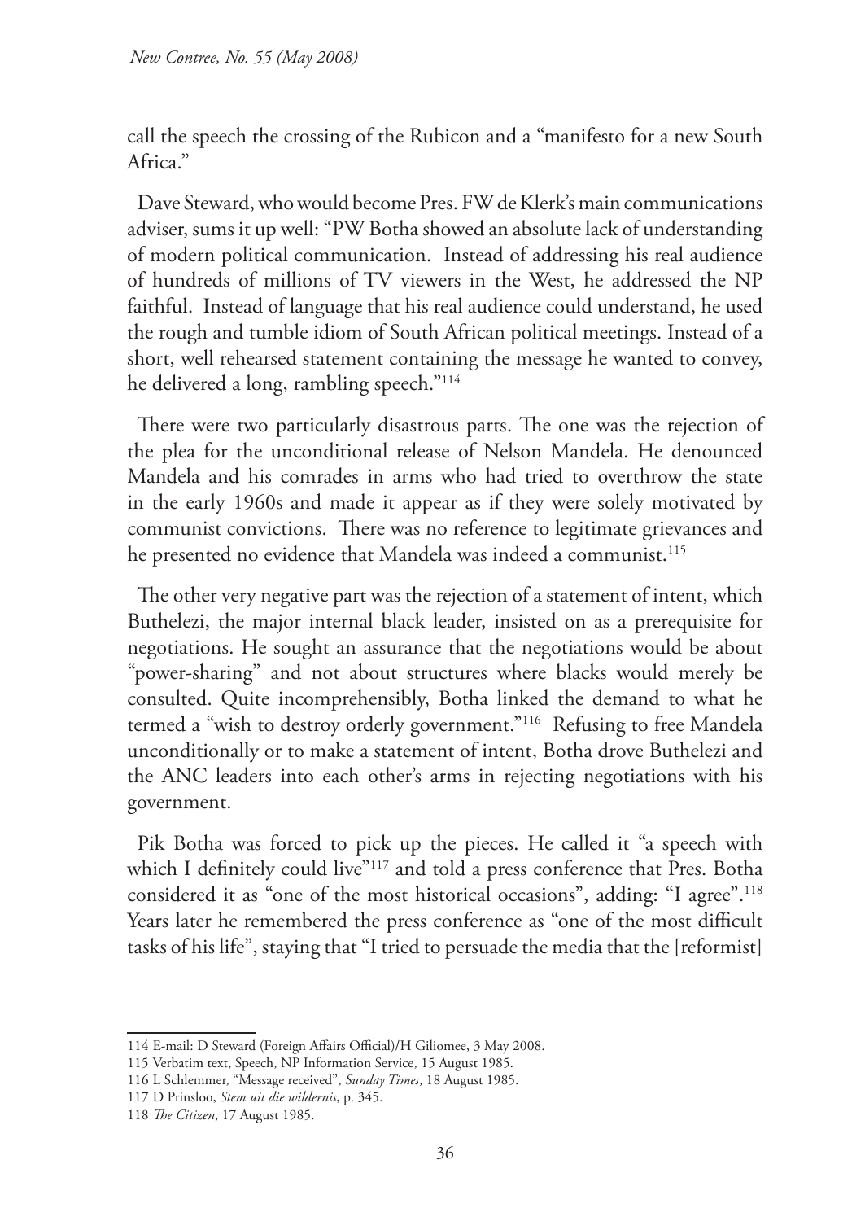call the speech the crossing of the Rubicon and a "manifesto for a new South Africa."

Dave Steward, who would become Pres. FW de Klerk's main communications adviser, sums it up well: "PW Botha showed an absolute lack of understanding of modern political communication. Instead of addressing his real audience of hundreds of millions of TV viewers in the West, he addressed the NP faithful. Instead of language that his real audience could understand, he used the rough and tumble idiom of South African political meetings. Instead of a short, well rehearsed statement containing the message he wanted to convey, he delivered a long, rambling speech."[114]

There were two particularly disastrous parts. The one was the rejection of the plea for the unconditional release of Nelson Mandela. He denounced Mandela and his comrades in arms who had tried to overthrow the state in the early 1960s and made it appear as if they were solely motivated by communist convictions. There was no reference to legitimate grievances and he presented no evidence that Mandela was indeed a communist.[115]

The other very negative part was the rejection of a statement of intent, which Buthelezi, the major internal black leader, insisted on as a prerequisite for negotiations. He sought an assurance that the negotiations would be about "power-sharing" and not about structures where blacks would merely be consulted. Quite incomprehensibly, Botha linked the demand to what he termed a "wish to destroy orderly government."[116] Refusing to free Mandela unconditionally or to make a statement of intent, Botha drove Buthelezi and the ANC leaders into each other's arms in rejecting negotiations with his government.

Pik Botha was forced to pick up the pieces. He called it "a speech with which I definitely could live"[117] and told a press conference that Pres. Botha considered it as "one of the most historical occasions", adding: "I agree".[118] Years later he remembered the press conference as "one of the most difficult tasks of his life", staying that "I tried to persuade the media that the [reformist]

---

114 E-mail: D Steward (Foreign Affairs Official)/H Giliomee, 3 May 2008.

115 Verbatim text, Speech, NP Information Service, 15 August 1985.

116 L Schlemmer, "Message received", *Sunday Times*, 18 August 1985.

117 D Prinsloo, *Stem uit die wildernis*, p. 345.

118 *The Citizen*, 17 August 1985.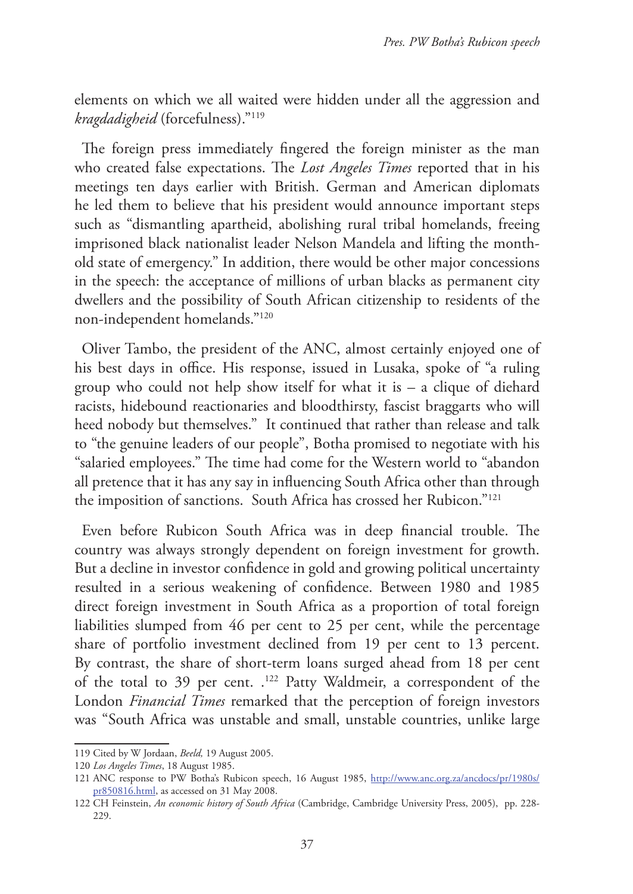elements on which we all waited were hidden under all the aggression and *kragdadigheid* (forcefulness)."[119]

The foreign press immediately fingered the foreign minister as the man who created false expectations. The *Lost Angeles Times* reported that in his meetings ten days earlier with British. German and American diplomats he led them to believe that his president would announce important steps such as "dismantling apartheid, abolishing rural tribal homelands, freeing imprisoned black nationalist leader Nelson Mandela and lifting the month-old state of emergency." In addition, there would be other major concessions in the speech: the acceptance of millions of urban blacks as permanent city dwellers and the possibility of South African citizenship to residents of the non-independent homelands."[120]

Oliver Tambo, the president of the ANC, almost certainly enjoyed one of his best days in office. His response, issued in Lusaka, spoke of "a ruling group who could not help show itself for what it is – a clique of diehard racists, hidebound reactionaries and bloodthirsty, fascist braggarts who will heed nobody but themselves." It continued that rather than release and talk to "the genuine leaders of our people", Botha promised to negotiate with his "salaried employees." The time had come for the Western world to "abandon all pretence that it has any say in influencing South Africa other than through the imposition of sanctions. South Africa has crossed her Rubicon."[121]

Even before Rubicon South Africa was in deep financial trouble. The country was always strongly dependent on foreign investment for growth. But a decline in investor confidence in gold and growing political uncertainty resulted in a serious weakening of confidence. Between 1980 and 1985 direct foreign investment in South Africa as a proportion of total foreign liabilities slumped from 46 per cent to 25 per cent, while the percentage share of portfolio investment declined from 19 per cent to 13 percent. By contrast, the share of short-term loans surged ahead from 18 per cent of the total to 39 per cent. .[122] Patty Waldmeir, a correspondent of the London *Financial Times* remarked that the perception of foreign investors was "South Africa was unstable and small, unstable countries, unlike large

---

119 Cited by W Jordaan, *Beeld,* 19 August 2005.

120 *Los Angeles Times*, 18 August 1985.

121 ANC response to PW Botha's Rubicon speech, 16 August 1985, http://www.anc.org.za/ancdocs/pr/1980s/pr850816.html, as accessed on 31 May 2008.

122 CH Feinstein, *An economic history of South Africa* (Cambridge, Cambridge University Press, 2005), pp. 228-229.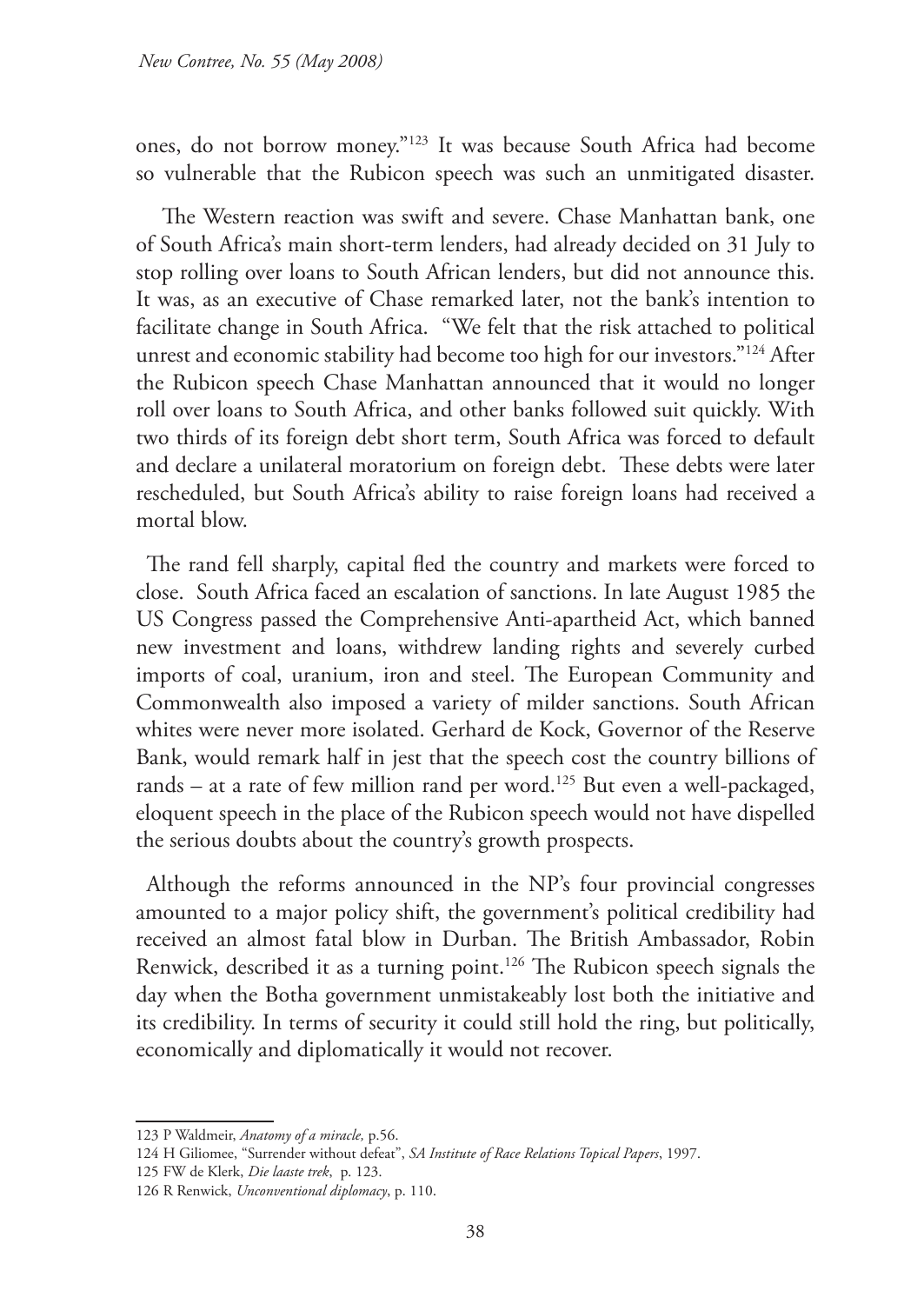ones, do not borrow money."[123] It was because South Africa had become so vulnerable that the Rubicon speech was such an unmitigated disaster.

The Western reaction was swift and severe. Chase Manhattan bank, one of South Africa's main short-term lenders, had already decided on 31 July to stop rolling over loans to South African lenders, but did not announce this. It was, as an executive of Chase remarked later, not the bank's intention to facilitate change in South Africa. "We felt that the risk attached to political unrest and economic stability had become too high for our investors."[124] After the Rubicon speech Chase Manhattan announced that it would no longer roll over loans to South Africa, and other banks followed suit quickly. With two thirds of its foreign debt short term, South Africa was forced to default and declare a unilateral moratorium on foreign debt. These debts were later rescheduled, but South Africa's ability to raise foreign loans had received a mortal blow.

The rand fell sharply, capital fled the country and markets were forced to close. South Africa faced an escalation of sanctions. In late August 1985 the US Congress passed the Comprehensive Anti-apartheid Act, which banned new investment and loans, withdrew landing rights and severely curbed imports of coal, uranium, iron and steel. The European Community and Commonwealth also imposed a variety of milder sanctions. South African whites were never more isolated. Gerhard de Kock, Governor of the Reserve Bank, would remark half in jest that the speech cost the country billions of rands – at a rate of few million rand per word.[125] But even a well-packaged, eloquent speech in the place of the Rubicon speech would not have dispelled the serious doubts about the country's growth prospects.

Although the reforms announced in the NP's four provincial congresses amounted to a major policy shift, the government's political credibility had received an almost fatal blow in Durban. The British Ambassador, Robin Renwick, described it as a turning point.[126] The Rubicon speech signals the day when the Botha government unmistakeably lost both the initiative and its credibility. In terms of security it could still hold the ring, but politically, economically and diplomatically it would not recover.

---

123 P Waldmeir, *Anatomy of a miracle,* p.56.

124 H Giliomee, "Surrender without defeat", *SA Institute of Race Relations Topical Papers*, 1997.

125 FW de Klerk, *Die laaste trek*, p. 123.

126 R Renwick, *Unconventional diplomacy*, p. 110.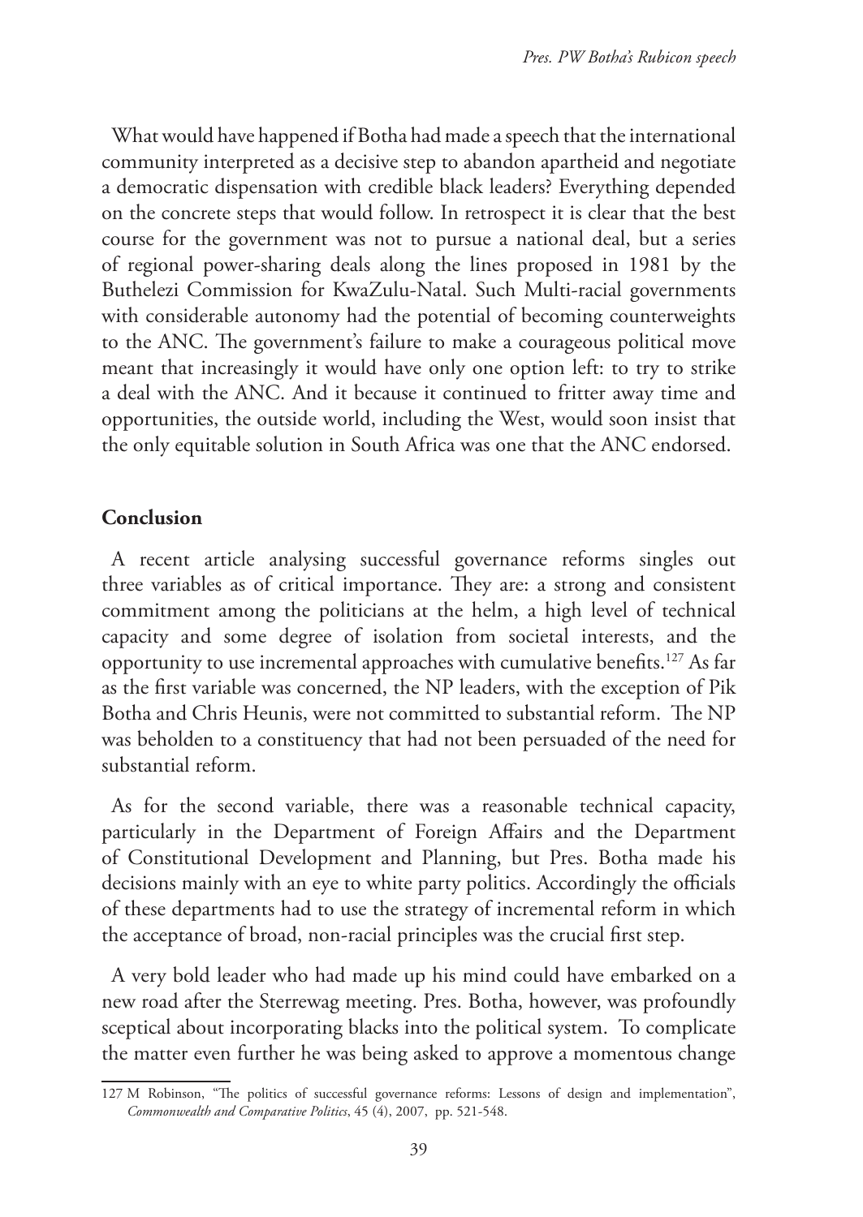What would have happened if Botha had made a speech that the international community interpreted as a decisive step to abandon apartheid and negotiate a democratic dispensation with credible black leaders? Everything depended on the concrete steps that would follow. In retrospect it is clear that the best course for the government was not to pursue a national deal, but a series of regional power-sharing deals along the lines proposed in 1981 by the Buthelezi Commission for KwaZulu-Natal. Such Multi-racial governments with considerable autonomy had the potential of becoming counterweights to the ANC. The government's failure to make a courageous political move meant that increasingly it would have only one option left: to try to strike a deal with the ANC. And it because it continued to fritter away time and opportunities, the outside world, including the West, would soon insist that the only equitable solution in South Africa was one that the ANC endorsed.

## Conclusion

A recent article analysing successful governance reforms singles out three variables as of critical importance. They are: a strong and consistent commitment among the politicians at the helm, a high level of technical capacity and some degree of isolation from societal interests, and the opportunity to use incremental approaches with cumulative benefits.[127] As far as the first variable was concerned, the NP leaders, with the exception of Pik Botha and Chris Heunis, were not committed to substantial reform. The NP was beholden to a constituency that had not been persuaded of the need for substantial reform.

As for the second variable, there was a reasonable technical capacity, particularly in the Department of Foreign Affairs and the Department of Constitutional Development and Planning, but Pres. Botha made his decisions mainly with an eye to white party politics. Accordingly the officials of these departments had to use the strategy of incremental reform in which the acceptance of broad, non-racial principles was the crucial first step.

A very bold leader who had made up his mind could have embarked on a new road after the Sterrewag meeting. Pres. Botha, however, was profoundly sceptical about incorporating blacks into the political system. To complicate the matter even further he was being asked to approve a momentous change

127 M Robinson, "The politics of successful governance reforms: Lessons of design and implementation", *Commonwealth and Comparative Politics*, 45 (4), 2007, pp. 521-548.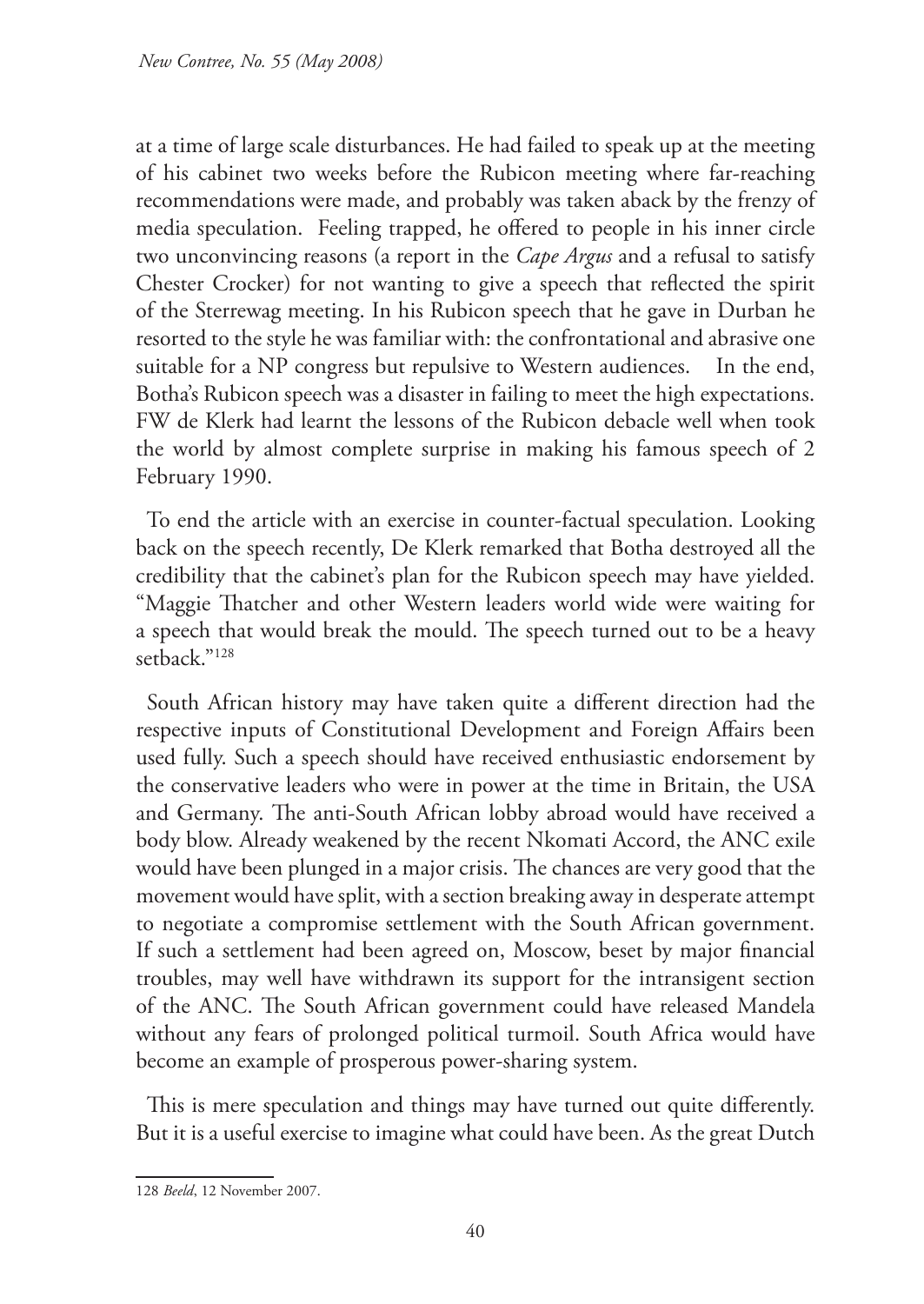at a time of large scale disturbances. He had failed to speak up at the meeting of his cabinet two weeks before the Rubicon meeting where far-reaching recommendations were made, and probably was taken aback by the frenzy of media speculation. Feeling trapped, he offered to people in his inner circle two unconvincing reasons (a report in the *Cape Argus* and a refusal to satisfy Chester Crocker) for not wanting to give a speech that reflected the spirit of the Sterrewag meeting. In his Rubicon speech that he gave in Durban he resorted to the style he was familiar with: the confrontational and abrasive one suitable for a NP congress but repulsive to Western audiences. In the end, Botha's Rubicon speech was a disaster in failing to meet the high expectations. FW de Klerk had learnt the lessons of the Rubicon debacle well when took the world by almost complete surprise in making his famous speech of 2 February 1990.

To end the article with an exercise in counter-factual speculation. Looking back on the speech recently, De Klerk remarked that Botha destroyed all the credibility that the cabinet's plan for the Rubicon speech may have yielded. "Maggie Thatcher and other Western leaders world wide were waiting for a speech that would break the mould. The speech turned out to be a heavy setback."[128]

South African history may have taken quite a different direction had the respective inputs of Constitutional Development and Foreign Affairs been used fully. Such a speech should have received enthusiastic endorsement by the conservative leaders who were in power at the time in Britain, the USA and Germany. The anti-South African lobby abroad would have received a body blow. Already weakened by the recent Nkomati Accord, the ANC exile would have been plunged in a major crisis. The chances are very good that the movement would have split, with a section breaking away in desperate attempt to negotiate a compromise settlement with the South African government. If such a settlement had been agreed on, Moscow, beset by major financial troubles, may well have withdrawn its support for the intransigent section of the ANC. The South African government could have released Mandela without any fears of prolonged political turmoil. South Africa would have become an example of prosperous power-sharing system.

This is mere speculation and things may have turned out quite differently. But it is a useful exercise to imagine what could have been. As the great Dutch

---

128 *Beeld*, 12 November 2007.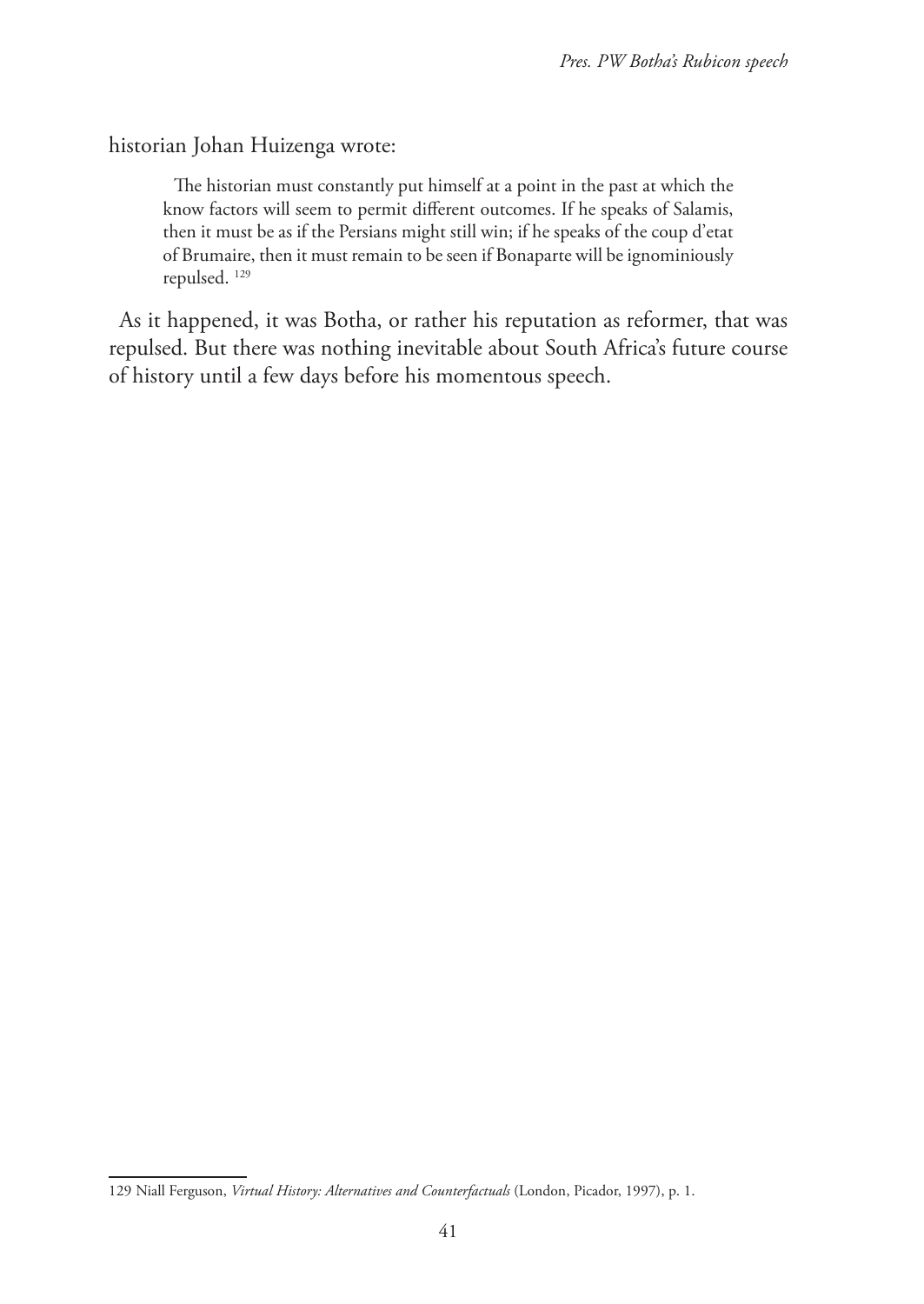historian Johan Huizenga wrote:

> The historian must constantly put himself at a point in the past at which the know factors will seem to permit different outcomes. If he speaks of Salamis, then it must be as if the Persians might still win; if he speaks of the coup d'etat of Brumaire, then it must remain to be seen if Bonaparte will be ignominiously repulsed. [129]

As it happened, it was Botha, or rather his reputation as reformer, that was repulsed. But there was nothing inevitable about South Africa's future course of history until a few days before his momentous speech.

---

129 Niall Ferguson, *Virtual History: Alternatives and Counterfactuals* (London, Picador, 1997), p. 1.